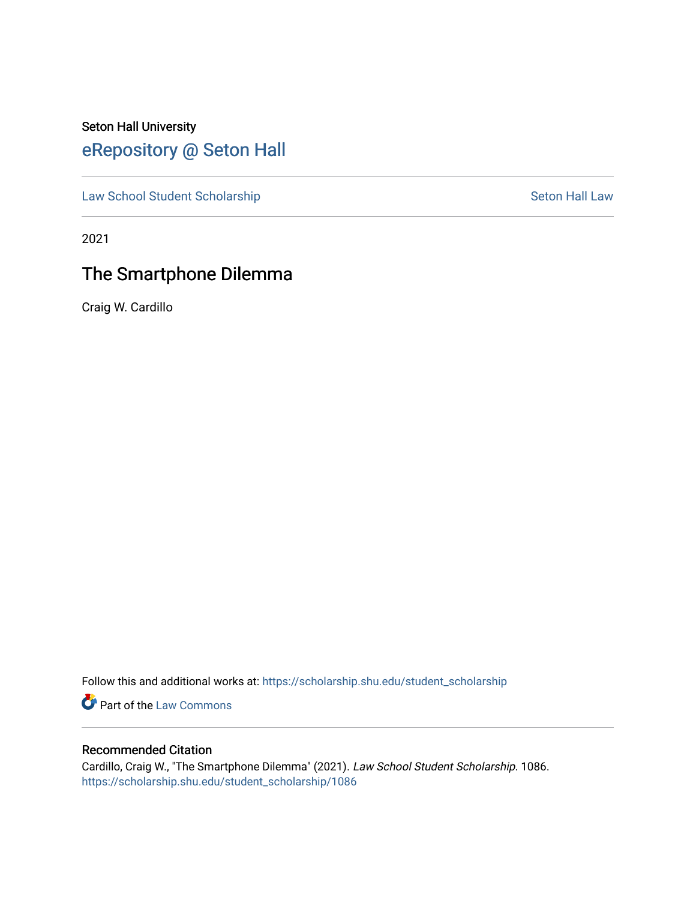Seton Hall University

# eRepository @ Seton Hall

Law School Student Scholarship | Seton Hall Law

2021

## The Smartphone Dilemma

Craig W. Cardillo

Follow this and additional works at: https://scholarship.shu.edu/student_scholarship

Part of the Law Commons

### Recommended Citation

Cardillo, Craig W., "The Smartphone Dilemma" (2021). *Law School Student Scholarship*. 1086.
https://scholarship.shu.edu/student_scholarship/1086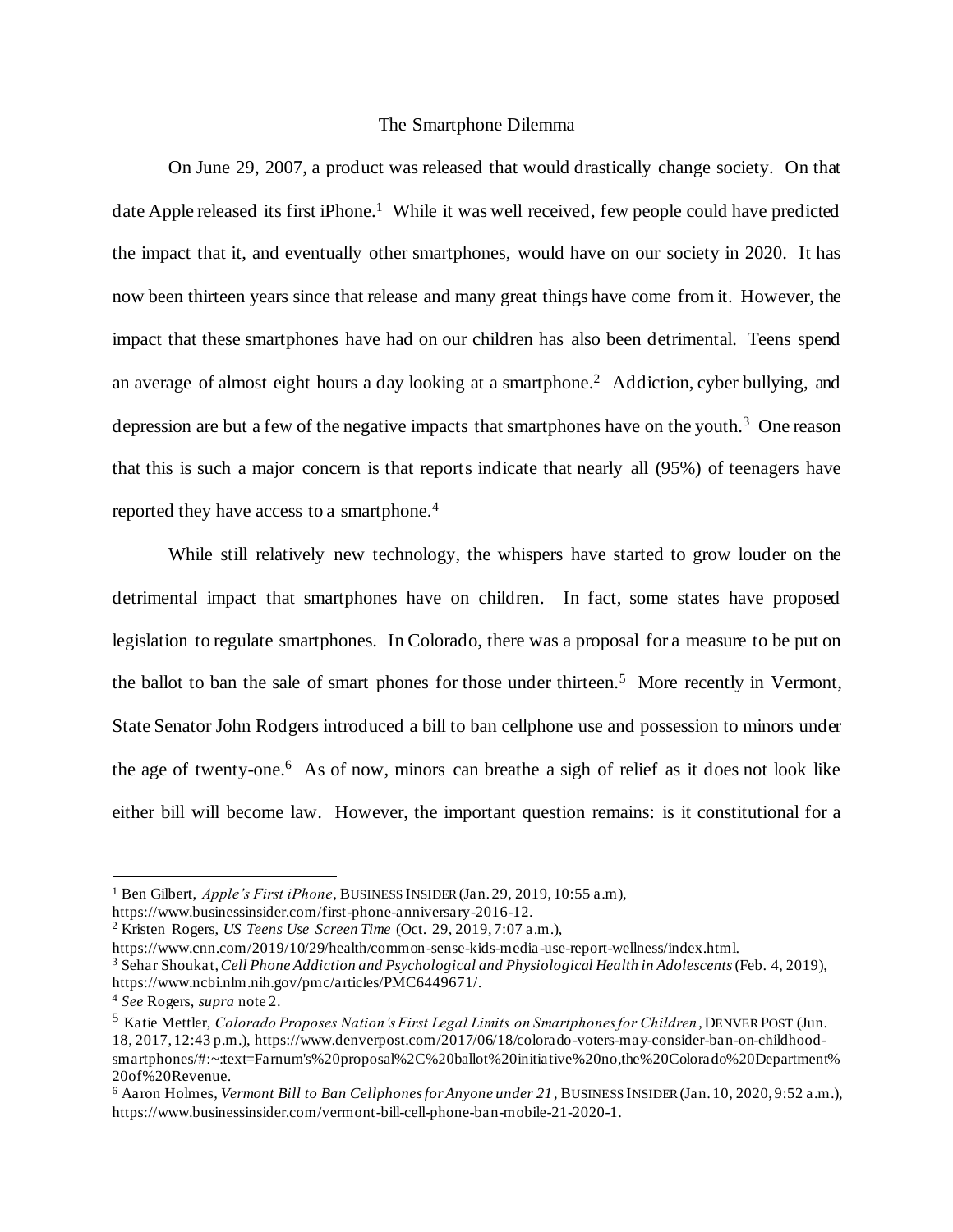The Smartphone Dilemma

On June 29, 2007, a product was released that would drastically change society. On that date Apple released its first iPhone.[1] While it was well received, few people could have predicted the impact that it, and eventually other smartphones, would have on our society in 2020. It has now been thirteen years since that release and many great things have come from it. However, the impact that these smartphones have had on our children has also been detrimental. Teens spend an average of almost eight hours a day looking at a smartphone.[2] Addiction, cyber bullying, and depression are but a few of the negative impacts that smartphones have on the youth.[3] One reason that this is such a major concern is that reports indicate that nearly all (95%) of teenagers have reported they have access to a smartphone.[4]

While still relatively new technology, the whispers have started to grow louder on the detrimental impact that smartphones have on children. In fact, some states have proposed legislation to regulate smartphones. In Colorado, there was a proposal for a measure to be put on the ballot to ban the sale of smart phones for those under thirteen.[5] More recently in Vermont, State Senator John Rodgers introduced a bill to ban cellphone use and possession to minors under the age of twenty-one.[6] As of now, minors can breathe a sigh of relief as it does not look like either bill will become law. However, the important question remains: is it constitutional for a

---

[1] Ben Gilbert, *Apple's First iPhone*, BUSINESS INSIDER (Jan. 29, 2019, 10:55 a.m), https://www.businessinsider.com/first-phone-anniversary-2016-12.

[2] Kristen Rogers, *US Teens Use Screen Time* (Oct. 29, 2019, 7:07 a.m.), https://www.cnn.com/2019/10/29/health/common-sense-kids-media-use-report-wellness/index.html.

[3] Sehar Shoukat, *Cell Phone Addiction and Psychological and Physiological Health in Adolescents* (Feb. 4, 2019), https://www.ncbi.nlm.nih.gov/pmc/articles/PMC6449671/.

[4] *See* Rogers, *supra* note 2.

[5] Katie Mettler, *Colorado Proposes Nation's First Legal Limits on Smartphones for Children*, DENVER POST (Jun. 18, 2017, 12:43 p.m.), https://www.denverpost.com/2017/06/18/colorado-voters-may-consider-ban-on-childhood-smartphones/#:~:text=Farnum's%20proposal%2C%20ballot%20initiative%20no,the%20Colorado%20Department%20of%20Revenue.

[6] Aaron Holmes, *Vermont Bill to Ban Cellphones for Anyone under 21*, BUSINESS INSIDER (Jan. 10, 2020, 9:52 a.m.), https://www.businessinsider.com/vermont-bill-cell-phone-ban-mobile-21-2020-1.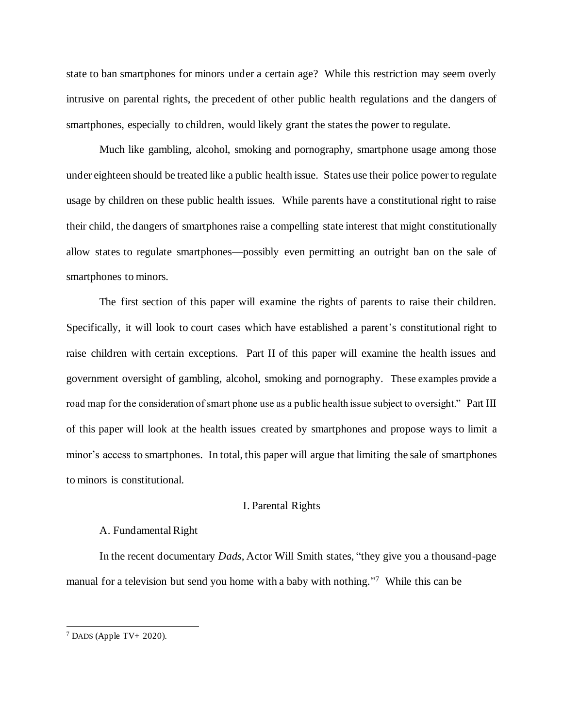state to ban smartphones for minors under a certain age? While this restriction may seem overly intrusive on parental rights, the precedent of other public health regulations and the dangers of smartphones, especially to children, would likely grant the states the power to regulate.

Much like gambling, alcohol, smoking and pornography, smartphone usage among those under eighteen should be treated like a public health issue. States use their police power to regulate usage by children on these public health issues. While parents have a constitutional right to raise their child, the dangers of smartphones raise a compelling state interest that might constitutionally allow states to regulate smartphones—possibly even permitting an outright ban on the sale of smartphones to minors.

The first section of this paper will examine the rights of parents to raise their children. Specifically, it will look to court cases which have established a parent's constitutional right to raise children with certain exceptions. Part II of this paper will examine the health issues and government oversight of gambling, alcohol, smoking and pornography. These examples provide a road map for the consideration of smart phone use as a public health issue subject to oversight." Part III of this paper will look at the health issues created by smartphones and propose ways to limit a minor's access to smartphones. In total, this paper will argue that limiting the sale of smartphones to minors is constitutional.

## I. Parental Rights

### A. Fundamental Right

In the recent documentary *Dads*, Actor Will Smith states, "they give you a thousand-page manual for a television but send you home with a baby with nothing."[7] While this can be

[7] DADS (Apple TV+ 2020).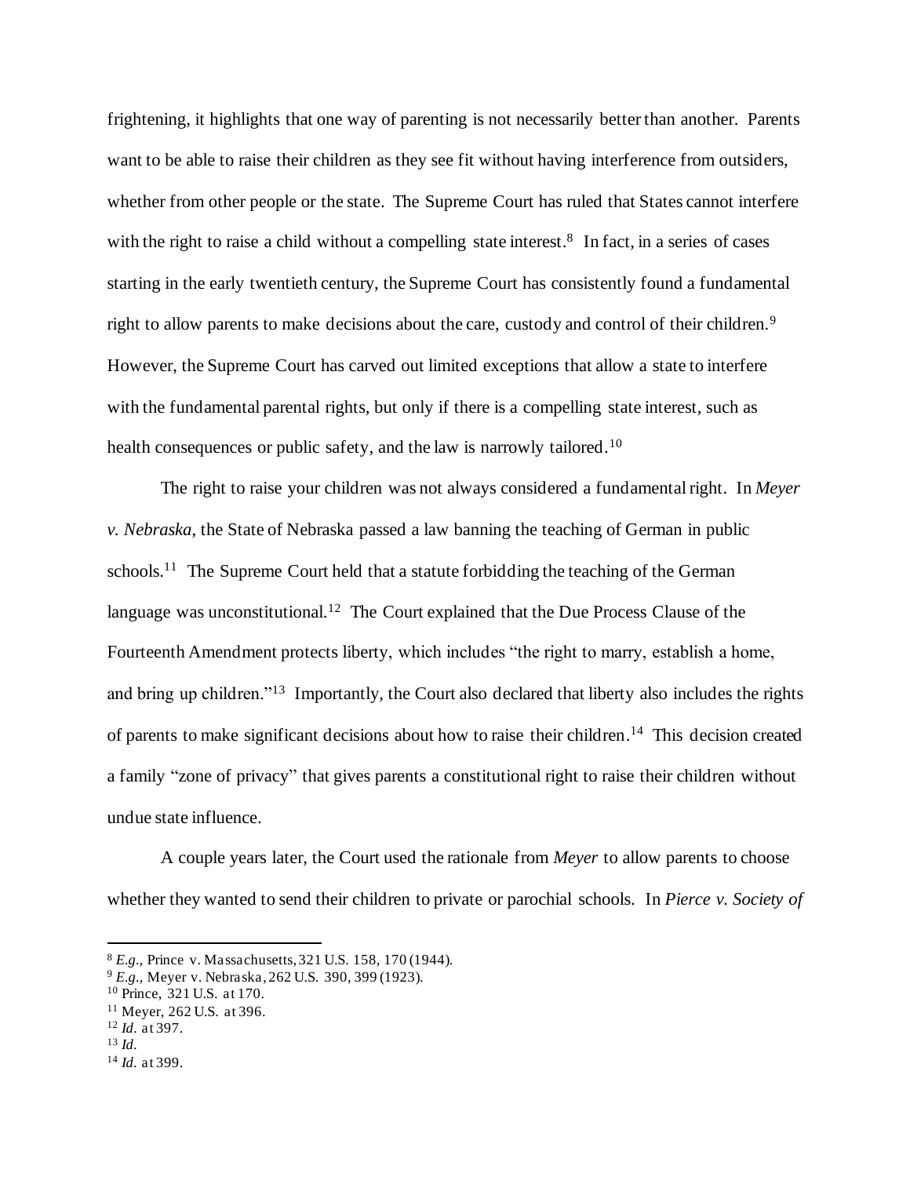frightening, it highlights that one way of parenting is not necessarily better than another. Parents want to be able to raise their children as they see fit without having interference from outsiders, whether from other people or the state. The Supreme Court has ruled that States cannot interfere with the right to raise a child without a compelling state interest.[8] In fact, in a series of cases starting in the early twentieth century, the Supreme Court has consistently found a fundamental right to allow parents to make decisions about the care, custody and control of their children.[9] However, the Supreme Court has carved out limited exceptions that allow a state to interfere with the fundamental parental rights, but only if there is a compelling state interest, such as health consequences or public safety, and the law is narrowly tailored.[10]

The right to raise your children was not always considered a fundamental right. In *Meyer v. Nebraska*, the State of Nebraska passed a law banning the teaching of German in public schools.[11] The Supreme Court held that a statute forbidding the teaching of the German language was unconstitutional.[12] The Court explained that the Due Process Clause of the Fourteenth Amendment protects liberty, which includes "the right to marry, establish a home, and bring up children."[13] Importantly, the Court also declared that liberty also includes the rights of parents to make significant decisions about how to raise their children.[14] This decision created a family "zone of privacy" that gives parents a constitutional right to raise their children without undue state influence.

A couple years later, the Court used the rationale from *Meyer* to allow parents to choose whether they wanted to send their children to private or parochial schools. In *Pierce v. Society of*

---

[8] *E.g.*, Prince v. Massachusetts, 321 U.S. 158, 170 (1944).

[9] *E.g.*, Meyer v. Nebraska, 262 U.S. 390, 399 (1923).

[10] Prince, 321 U.S. at 170.

[11] Meyer, 262 U.S. at 396.

[12] *Id.* at 397.

[13] *Id.*

[14] *Id.* at 399.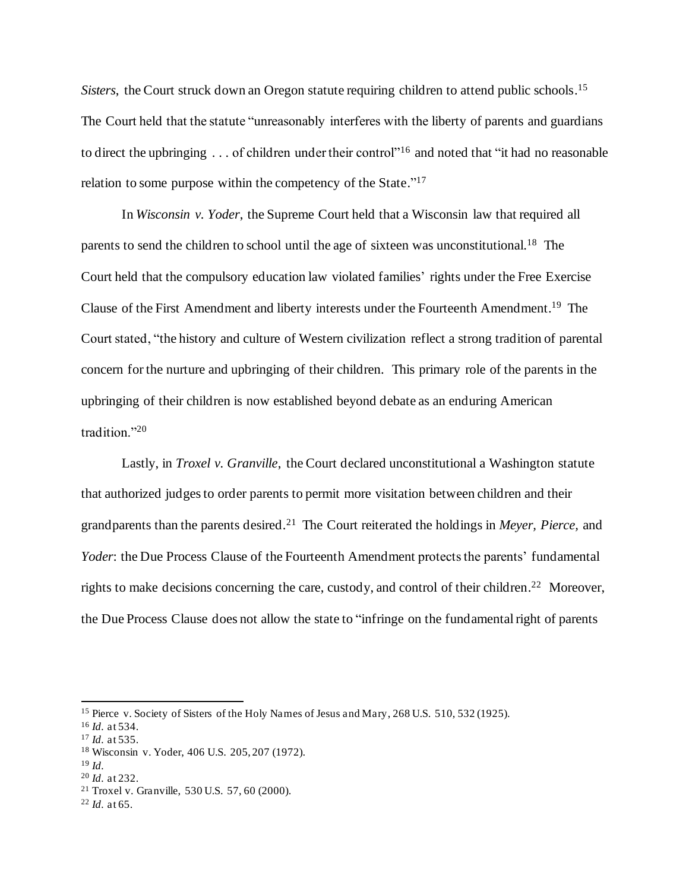*Sisters*, the Court struck down an Oregon statute requiring children to attend public schools.[15] The Court held that the statute "unreasonably interferes with the liberty of parents and guardians to direct the upbringing . . . of children under their control"[16] and noted that "it had no reasonable relation to some purpose within the competency of the State."[17]

In *Wisconsin v. Yoder*, the Supreme Court held that a Wisconsin law that required all parents to send the children to school until the age of sixteen was unconstitutional.[18] The Court held that the compulsory education law violated families' rights under the Free Exercise Clause of the First Amendment and liberty interests under the Fourteenth Amendment.[19] The Court stated, "the history and culture of Western civilization reflect a strong tradition of parental concern for the nurture and upbringing of their children. This primary role of the parents in the upbringing of their children is now established beyond debate as an enduring American tradition."[20]

Lastly, in *Troxel v. Granville*, the Court declared unconstitutional a Washington statute that authorized judges to order parents to permit more visitation between children and their grandparents than the parents desired.[21] The Court reiterated the holdings in *Meyer, Pierce,* and *Yoder*: the Due Process Clause of the Fourteenth Amendment protects the parents' fundamental rights to make decisions concerning the care, custody, and control of their children.[22] Moreover, the Due Process Clause does not allow the state to "infringe on the fundamental right of parents

---

[15] Pierce v. Society of Sisters of the Holy Names of Jesus and Mary, 268 U.S. 510, 532 (1925).

[16] *Id.* at 534.

[17] *Id.* at 535.

[18] Wisconsin v. Yoder, 406 U.S. 205, 207 (1972).

[19] *Id.*

[20] *Id.* at 232.

[21] Troxel v. Granville, 530 U.S. 57, 60 (2000).

[22] *Id.* at 65.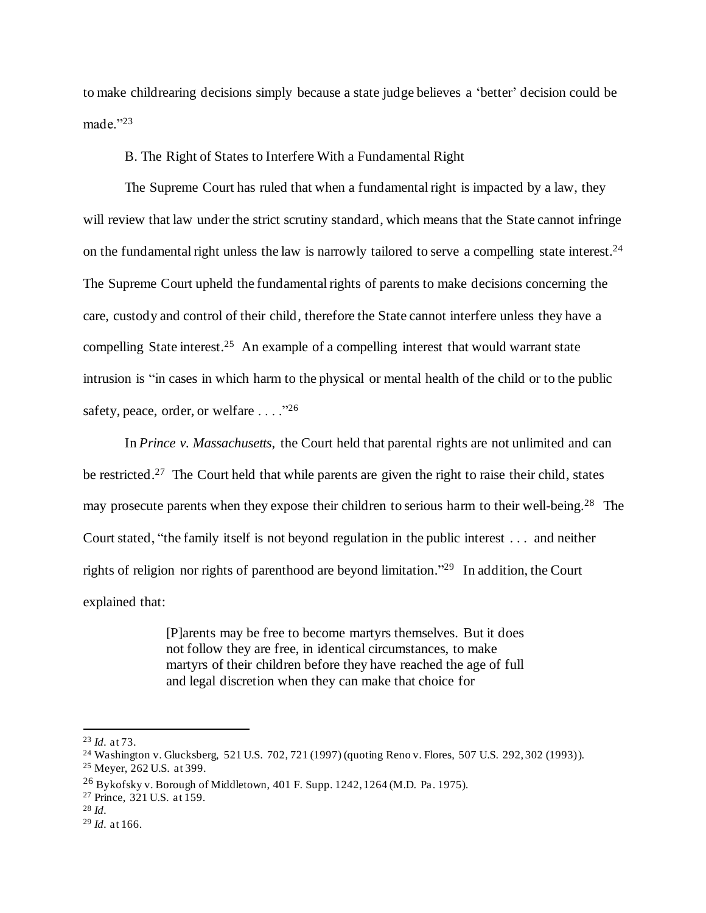to make childrearing decisions simply because a state judge believes a 'better' decision could be made."[23]

B. The Right of States to Interfere With a Fundamental Right

The Supreme Court has ruled that when a fundamental right is impacted by a law, they will review that law under the strict scrutiny standard, which means that the State cannot infringe on the fundamental right unless the law is narrowly tailored to serve a compelling state interest.[24] The Supreme Court upheld the fundamental rights of parents to make decisions concerning the care, custody and control of their child, therefore the State cannot interfere unless they have a compelling State interest.[25] An example of a compelling interest that would warrant state intrusion is "in cases in which harm to the physical or mental health of the child or to the public safety, peace, order, or welfare . . . ."[26]

In *Prince v. Massachusetts*, the Court held that parental rights are not unlimited and can be restricted.[27] The Court held that while parents are given the right to raise their child, states may prosecute parents when they expose their children to serious harm to their well-being.[28] The Court stated, "the family itself is not beyond regulation in the public interest . . . and neither rights of religion nor rights of parenthood are beyond limitation."[29] In addition, the Court explained that:

> [P]arents may be free to become martyrs themselves. But it does not follow they are free, in identical circumstances, to make martyrs of their children before they have reached the age of full and legal discretion when they can make that choice for

---

[23] *Id.* at 73.

[24] Washington v. Glucksberg, 521 U.S. 702, 721 (1997) (quoting Reno v. Flores, 507 U.S. 292, 302 (1993)).

[25] Meyer, 262 U.S. at 399.

[26] Bykofsky v. Borough of Middletown, 401 F. Supp. 1242, 1264 (M.D. Pa. 1975).

[27] Prince, 321 U.S. at 159.

[28] *Id.*

[29] *Id.* at 166.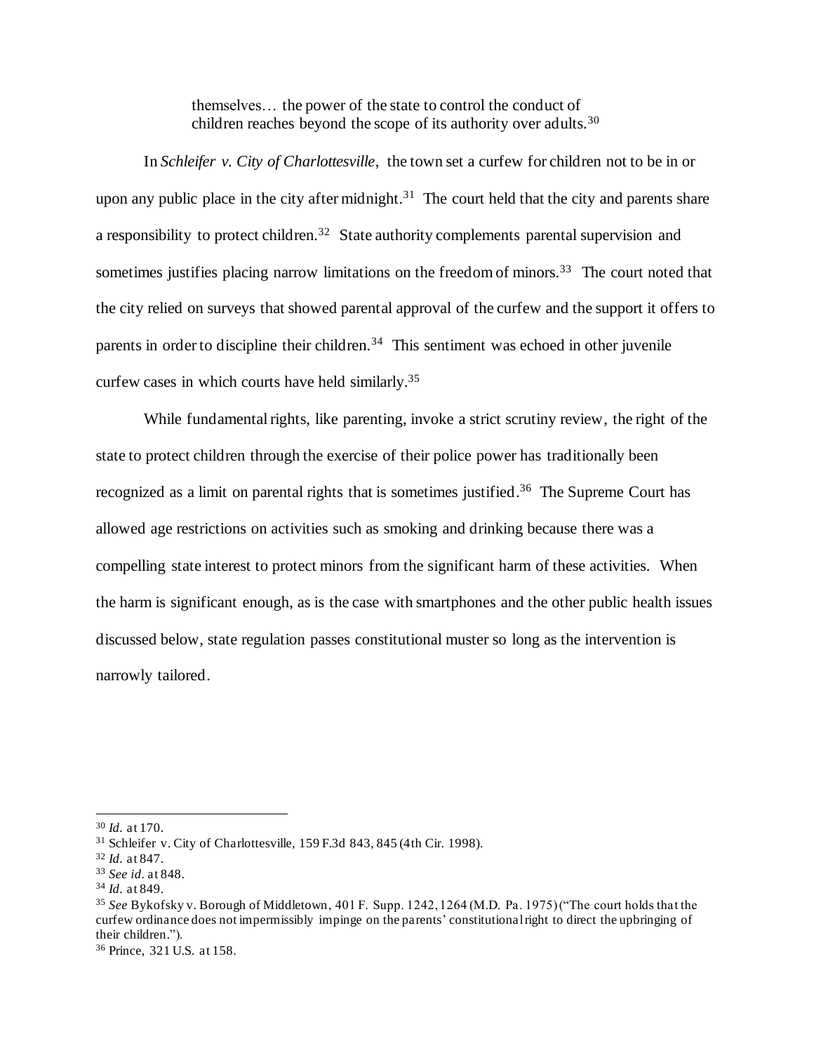> themselves… the power of the state to control the conduct of children reaches beyond the scope of its authority over adults.[30]

In *Schleifer v. City of Charlottesville*, the town set a curfew for children not to be in or upon any public place in the city after midnight.[31] The court held that the city and parents share a responsibility to protect children.[32] State authority complements parental supervision and sometimes justifies placing narrow limitations on the freedom of minors.[33] The court noted that the city relied on surveys that showed parental approval of the curfew and the support it offers to parents in order to discipline their children.[34] This sentiment was echoed in other juvenile curfew cases in which courts have held similarly.[35]

While fundamental rights, like parenting, invoke a strict scrutiny review, the right of the state to protect children through the exercise of their police power has traditionally been recognized as a limit on parental rights that is sometimes justified.[36] The Supreme Court has allowed age restrictions on activities such as smoking and drinking because there was a compelling state interest to protect minors from the significant harm of these activities. When the harm is significant enough, as is the case with smartphones and the other public health issues discussed below, state regulation passes constitutional muster so long as the intervention is narrowly tailored.

---

[30] *Id.* at 170.

[31] Schleifer v. City of Charlottesville, 159 F.3d 843, 845 (4th Cir. 1998).

[32] *Id.* at 847.

[33] *See id.* at 848.

[34] *Id.* at 849.

[35] *See* Bykofsky v. Borough of Middletown, 401 F. Supp. 1242, 1264 (M.D. Pa. 1975) ("The court holds that the curfew ordinance does not impermissibly impinge on the parents' constitutional right to direct the upbringing of their children.").

[36] Prince, 321 U.S. at 158.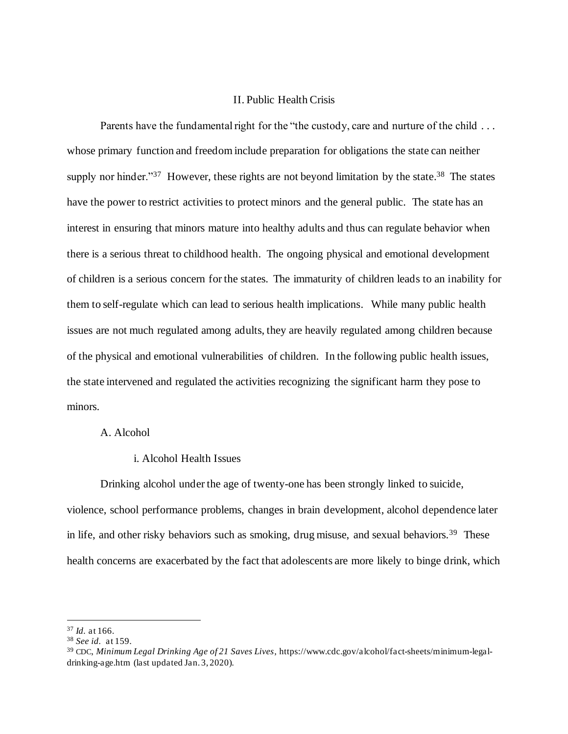## II. Public Health Crisis

Parents have the fundamental right for the "the custody, care and nurture of the child . . . whose primary function and freedom include preparation for obligations the state can neither supply nor hinder."[37] However, these rights are not beyond limitation by the state.[38] The states have the power to restrict activities to protect minors and the general public. The state has an interest in ensuring that minors mature into healthy adults and thus can regulate behavior when there is a serious threat to childhood health. The ongoing physical and emotional development of children is a serious concern for the states. The immaturity of children leads to an inability for them to self-regulate which can lead to serious health implications. While many public health issues are not much regulated among adults, they are heavily regulated among children because of the physical and emotional vulnerabilities of children. In the following public health issues, the state intervened and regulated the activities recognizing the significant harm they pose to minors.

### A. Alcohol

#### i. Alcohol Health Issues

Drinking alcohol under the age of twenty-one has been strongly linked to suicide, violence, school performance problems, changes in brain development, alcohol dependence later in life, and other risky behaviors such as smoking, drug misuse, and sexual behaviors.[39] These health concerns are exacerbated by the fact that adolescents are more likely to binge drink, which

---

[37] *Id.* at 166.

[38] *See id.* at 159.

[39] CDC, *Minimum Legal Drinking Age of 21 Saves Lives*, https://www.cdc.gov/alcohol/fact-sheets/minimum-legal-drinking-age.htm (last updated Jan. 3, 2020).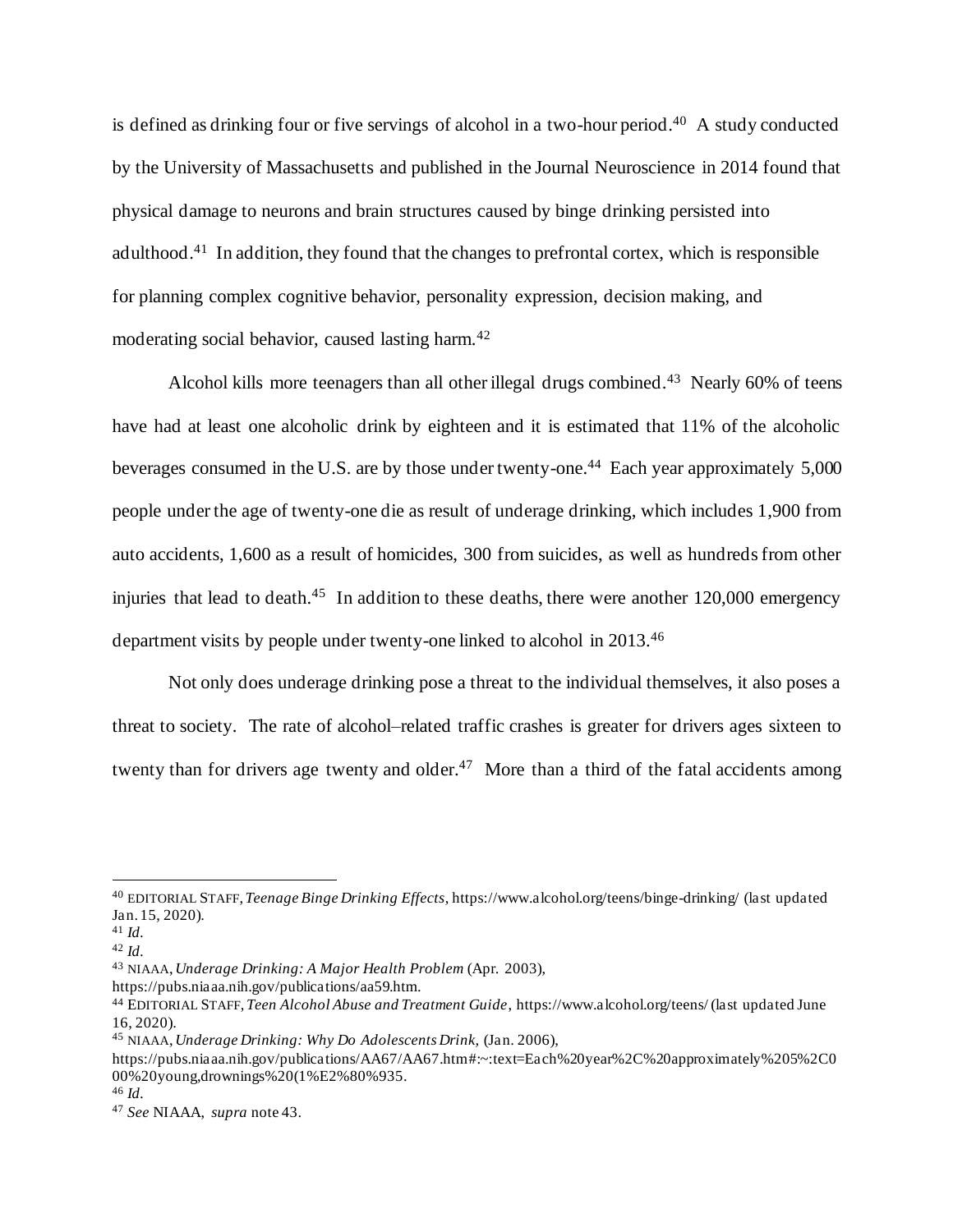is defined as drinking four or five servings of alcohol in a two-hour period.[40] A study conducted by the University of Massachusetts and published in the Journal Neuroscience in 2014 found that physical damage to neurons and brain structures caused by binge drinking persisted into adulthood.[41] In addition, they found that the changes to prefrontal cortex, which is responsible for planning complex cognitive behavior, personality expression, decision making, and moderating social behavior, caused lasting harm.[42]

Alcohol kills more teenagers than all other illegal drugs combined.[43] Nearly 60% of teens have had at least one alcoholic drink by eighteen and it is estimated that 11% of the alcoholic beverages consumed in the U.S. are by those under twenty-one.[44] Each year approximately 5,000 people under the age of twenty-one die as result of underage drinking, which includes 1,900 from auto accidents, 1,600 as a result of homicides, 300 from suicides, as well as hundreds from other injuries that lead to death.[45] In addition to these deaths, there were another 120,000 emergency department visits by people under twenty-one linked to alcohol in 2013.[46]

Not only does underage drinking pose a threat to the individual themselves, it also poses a threat to society. The rate of alcohol–related traffic crashes is greater for drivers ages sixteen to twenty than for drivers age twenty and older.[47] More than a third of the fatal accidents among

---

[40] EDITORIAL STAFF, *Teenage Binge Drinking Effects*, https://www.alcohol.org/teens/binge-drinking/ (last updated Jan. 15, 2020).

[41] *Id.*

[42] *Id.*

[43] NIAAA, *Underage Drinking: A Major Health Problem* (Apr. 2003), https://pubs.niaaa.nih.gov/publications/aa59.htm.

[44] EDITORIAL STAFF, *Teen Alcohol Abuse and Treatment Guide*, https://www.alcohol.org/teens/ (last updated June 16, 2020).

[45] NIAAA, *Underage Drinking: Why Do Adolescents Drink,* (Jan. 2006), https://pubs.niaaa.nih.gov/publications/AA67/AA67.htm#:~:text=Each%20year%2C%20approximately%205%2C000%20young,drownings%20(1%E2%80%935.

[46] *Id.*

[47] *See* NIAAA, *supra* note 43.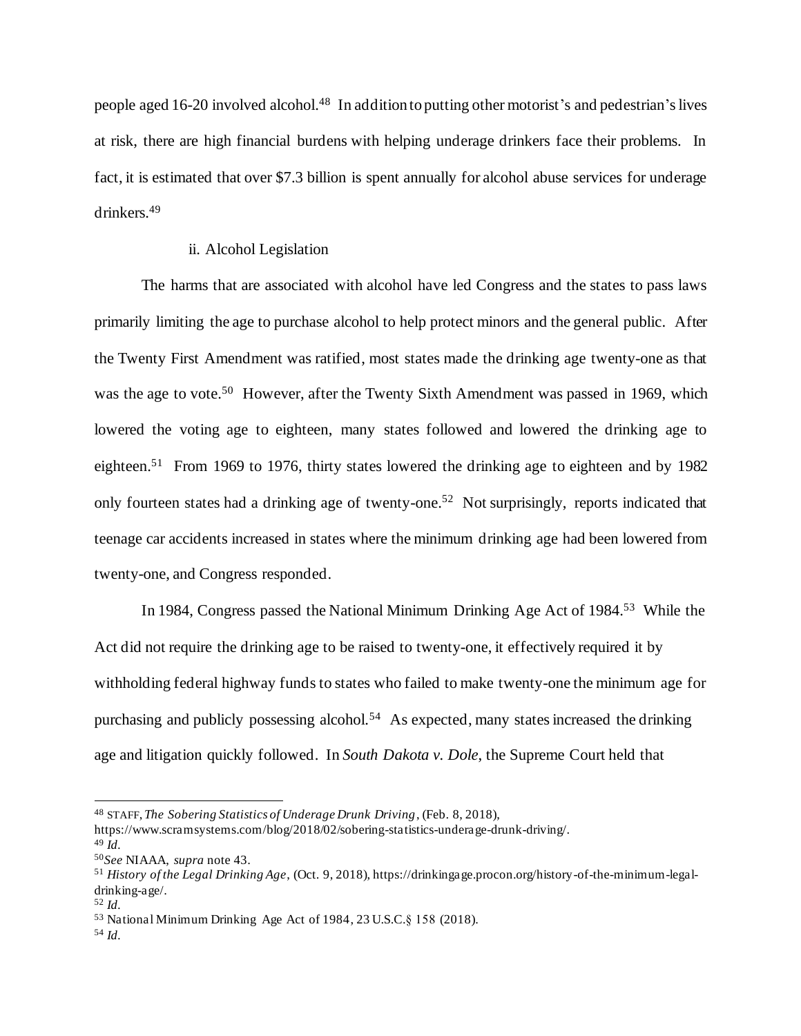people aged 16-20 involved alcohol.[48] In addition to putting other motorist's and pedestrian's lives at risk, there are high financial burdens with helping underage drinkers face their problems. In fact, it is estimated that over $7.3 billion is spent annually for alcohol abuse services for underage drinkers.[49]

ii. Alcohol Legislation

The harms that are associated with alcohol have led Congress and the states to pass laws primarily limiting the age to purchase alcohol to help protect minors and the general public. After the Twenty First Amendment was ratified, most states made the drinking age twenty-one as that was the age to vote.[50] However, after the Twenty Sixth Amendment was passed in 1969, which lowered the voting age to eighteen, many states followed and lowered the drinking age to eighteen.[51] From 1969 to 1976, thirty states lowered the drinking age to eighteen and by 1982 only fourteen states had a drinking age of twenty-one.[52] Not surprisingly, reports indicated that teenage car accidents increased in states where the minimum drinking age had been lowered from twenty-one, and Congress responded.

In 1984, Congress passed the National Minimum Drinking Age Act of 1984.[53] While the Act did not require the drinking age to be raised to twenty-one, it effectively required it by withholding federal highway funds to states who failed to make twenty-one the minimum age for purchasing and publicly possessing alcohol.[54] As expected, many states increased the drinking age and litigation quickly followed. In *South Dakota v. Dole*, the Supreme Court held that

---

[48] STAFF, *The Sobering Statistics of Underage Drunk Driving*, (Feb. 8, 2018), https://www.scramsystems.com/blog/2018/02/sobering-statistics-underage-drunk-driving/.

[49] *Id*.

[50] *See* NIAAA, *supra* note 43.

[51] *History of the Legal Drinking Age*, (Oct. 9, 2018), https://drinkingage.procon.org/history-of-the-minimum-legal-drinking-age/.

[52] *Id*.

[53] National Minimum Drinking Age Act of 1984, 23 U.S.C.§ 158 (2018).

[54] *Id*.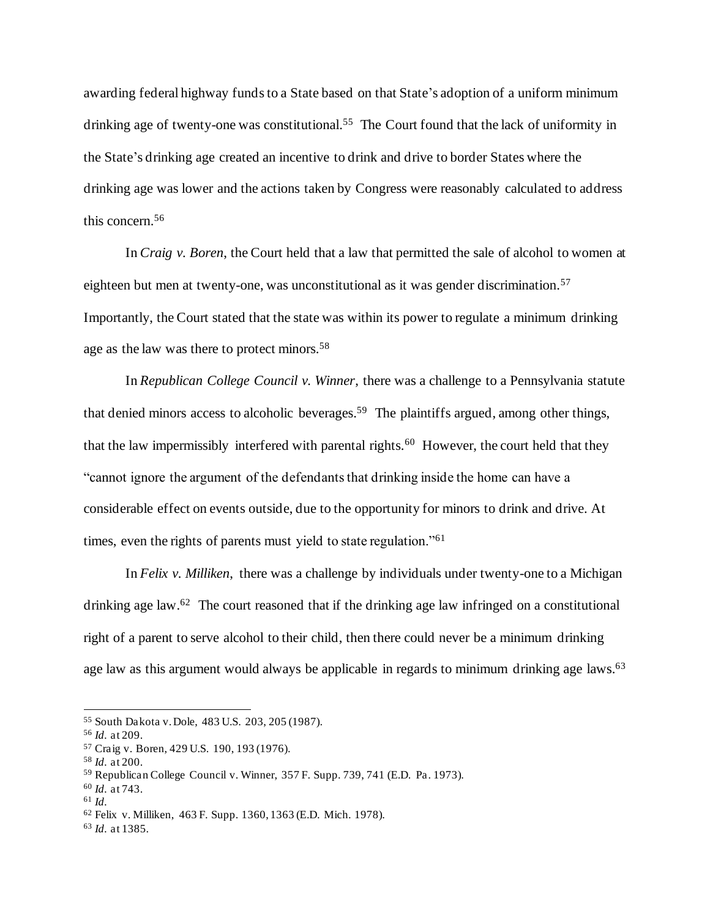awarding federal highway funds to a State based on that State's adoption of a uniform minimum drinking age of twenty-one was constitutional.[55] The Court found that the lack of uniformity in the State's drinking age created an incentive to drink and drive to border States where the drinking age was lower and the actions taken by Congress were reasonably calculated to address this concern.[56]

In *Craig v. Boren*, the Court held that a law that permitted the sale of alcohol to women at eighteen but men at twenty-one, was unconstitutional as it was gender discrimination.[57] Importantly, the Court stated that the state was within its power to regulate a minimum drinking age as the law was there to protect minors.[58]

In *Republican College Council v. Winner*, there was a challenge to a Pennsylvania statute that denied minors access to alcoholic beverages.[59] The plaintiffs argued, among other things, that the law impermissibly interfered with parental rights.[60] However, the court held that they "cannot ignore the argument of the defendants that drinking inside the home can have a considerable effect on events outside, due to the opportunity for minors to drink and drive. At times, even the rights of parents must yield to state regulation."[61]

In *Felix v. Milliken*, there was a challenge by individuals under twenty-one to a Michigan drinking age law.[62] The court reasoned that if the drinking age law infringed on a constitutional right of a parent to serve alcohol to their child, then there could never be a minimum drinking age law as this argument would always be applicable in regards to minimum drinking age laws.[63]

---

[55] South Dakota v. Dole, 483 U.S. 203, 205 (1987).
[56] *Id.* at 209.
[57] Craig v. Boren, 429 U.S. 190, 193 (1976).
[58] *Id.* at 200.
[59] Republican College Council v. Winner, 357 F. Supp. 739, 741 (E.D. Pa. 1973).
[60] *Id.* at 743.
[61] *Id.*
[62] Felix v. Milliken, 463 F. Supp. 1360, 1363 (E.D. Mich. 1978).
[63] *Id.* at 1385.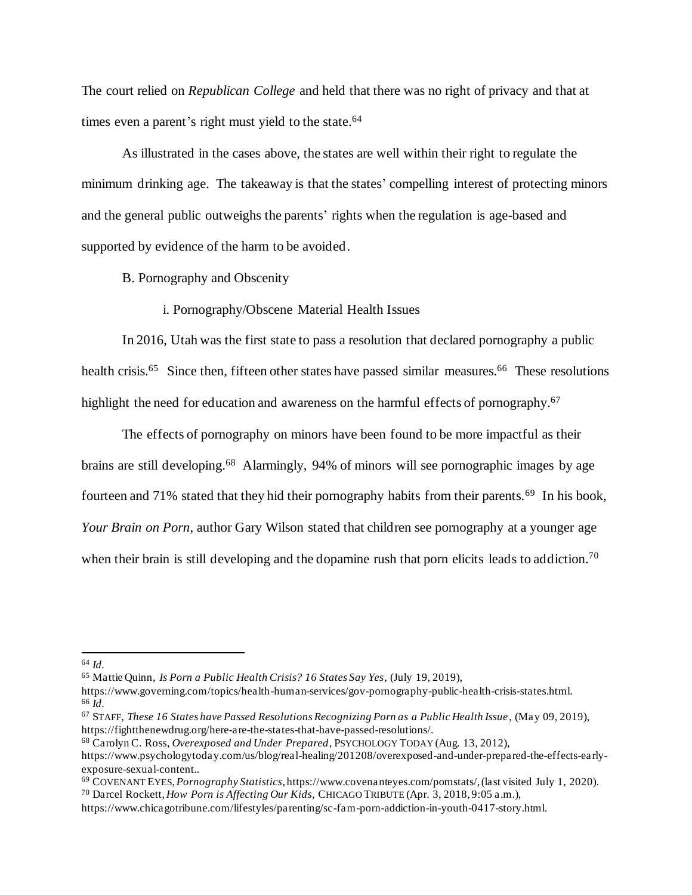The court relied on *Republican College* and held that there was no right of privacy and that at times even a parent's right must yield to the state.[64]

As illustrated in the cases above, the states are well within their right to regulate the minimum drinking age. The takeaway is that the states' compelling interest of protecting minors and the general public outweighs the parents' rights when the regulation is age-based and supported by evidence of the harm to be avoided.

B. Pornography and Obscenity

i. Pornography/Obscene Material Health Issues

In 2016, Utah was the first state to pass a resolution that declared pornography a public health crisis.[65] Since then, fifteen other states have passed similar measures.[66] These resolutions highlight the need for education and awareness on the harmful effects of pornography.[67]

The effects of pornography on minors have been found to be more impactful as their brains are still developing.[68] Alarmingly, 94% of minors will see pornographic images by age fourteen and 71% stated that they hid their pornography habits from their parents.[69] In his book, *Your Brain on Porn*, author Gary Wilson stated that children see pornography at a younger age when their brain is still developing and the dopamine rush that porn elicits leads to addiction.[70]

---

[64] *Id*.

[65] Mattie Quinn, *Is Porn a Public Health Crisis? 16 States Say Yes*, (July 19, 2019), https://www.governing.com/topics/health-human-services/gov-pornography-public-health-crisis-states.html.

[66] *Id*.

[67] STAFF, *These 16 States have Passed Resolutions Recognizing Porn as a Public Health Issue*, (May 09, 2019), https://fightthenewdrug.org/here-are-the-states-that-have-passed-resolutions/.

[68] Carolyn C. Ross, *Overexposed and Under Prepared*, PSYCHOLOGY TODAY (Aug. 13, 2012), https://www.psychologytoday.com/us/blog/real-healing/201208/overexposed-and-under-prepared-the-effects-early-exposure-sexual-content..

[69] COVENANT EYES, *Pornography Statistics*, https://www.covenanteyes.com/pornstats/, (last visited July 1, 2020).

[70] Darcel Rockett, *How Porn is Affecting Our Kids*, CHICAGO TRIBUTE (Apr. 3, 2018, 9:05 a.m.), https://www.chicagotribune.com/lifestyles/parenting/sc-fam-porn-addiction-in-youth-0417-story.html.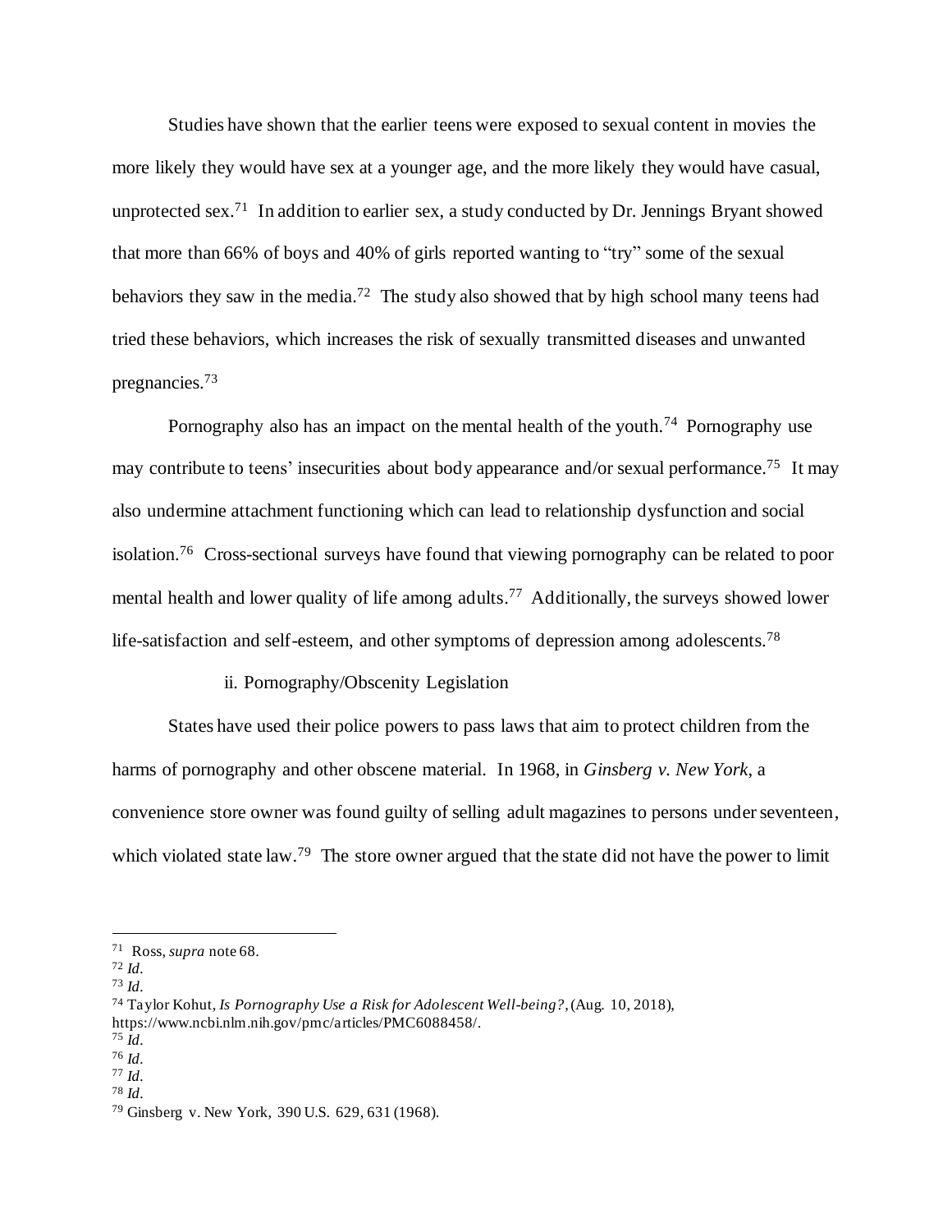Studies have shown that the earlier teens were exposed to sexual content in movies the more likely they would have sex at a younger age, and the more likely they would have casual, unprotected sex.[71] In addition to earlier sex, a study conducted by Dr. Jennings Bryant showed that more than 66% of boys and 40% of girls reported wanting to "try" some of the sexual behaviors they saw in the media.[72] The study also showed that by high school many teens had tried these behaviors, which increases the risk of sexually transmitted diseases and unwanted pregnancies.[73]

Pornography also has an impact on the mental health of the youth.[74] Pornography use may contribute to teens' insecurities about body appearance and/or sexual performance.[75] It may also undermine attachment functioning which can lead to relationship dysfunction and social isolation.[76] Cross-sectional surveys have found that viewing pornography can be related to poor mental health and lower quality of life among adults.[77] Additionally, the surveys showed lower life-satisfaction and self-esteem, and other symptoms of depression among adolescents.[78]

### ii. Pornography/Obscenity Legislation

States have used their police powers to pass laws that aim to protect children from the harms of pornography and other obscene material. In 1968, in *Ginsberg v. New York*, a convenience store owner was found guilty of selling adult magazines to persons under seventeen, which violated state law.[79] The store owner argued that the state did not have the power to limit

---

[71] Ross, *supra* note 68.

[72] *Id*.

[73] *Id*.

[74] Taylor Kohut, *Is Pornography Use a Risk for Adolescent Well-being?*, (Aug. 10, 2018), https://www.ncbi.nlm.nih.gov/pmc/articles/PMC6088458/.

[75] *Id*.

[76] *Id*.

[77] *Id*.

[78] *Id*.

[79] Ginsberg v. New York, 390 U.S. 629, 631 (1968).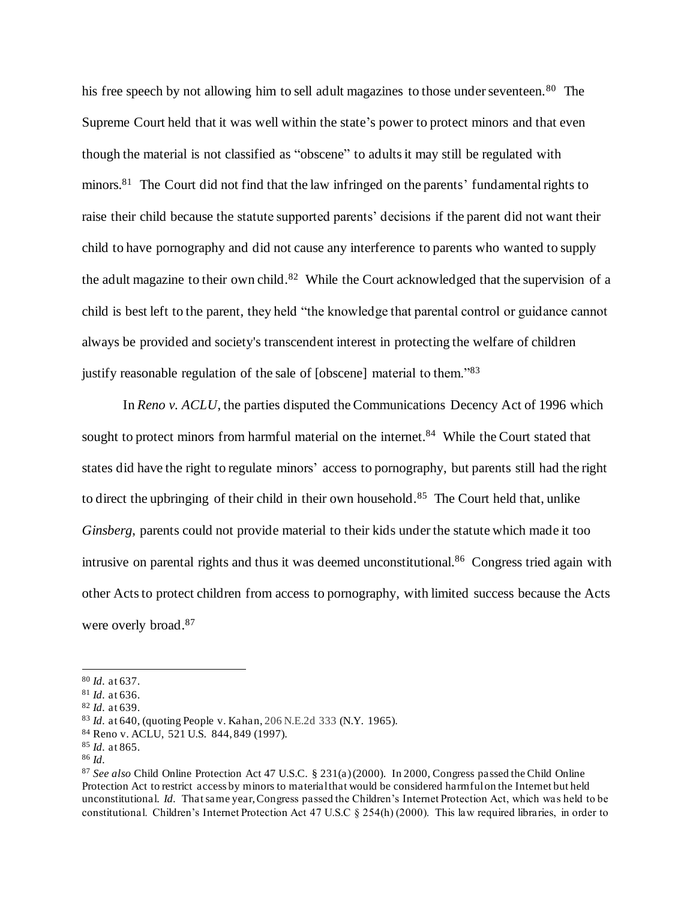his free speech by not allowing him to sell adult magazines to those under seventeen.[80] The Supreme Court held that it was well within the state's power to protect minors and that even though the material is not classified as "obscene" to adults it may still be regulated with minors.[81] The Court did not find that the law infringed on the parents' fundamental rights to raise their child because the statute supported parents' decisions if the parent did not want their child to have pornography and did not cause any interference to parents who wanted to supply the adult magazine to their own child.[82] While the Court acknowledged that the supervision of a child is best left to the parent, they held "the knowledge that parental control or guidance cannot always be provided and society's transcendent interest in protecting the welfare of children justify reasonable regulation of the sale of [obscene] material to them."[83]

In *Reno v. ACLU*, the parties disputed the Communications Decency Act of 1996 which sought to protect minors from harmful material on the internet.[84] While the Court stated that states did have the right to regulate minors' access to pornography, but parents still had the right to direct the upbringing of their child in their own household.[85] The Court held that, unlike *Ginsberg*, parents could not provide material to their kids under the statute which made it too intrusive on parental rights and thus it was deemed unconstitutional.[86] Congress tried again with other Acts to protect children from access to pornography, with limited success because the Acts were overly broad.[87]

---

[80] *Id.* at 637.

[81] *Id.* at 636.

[82] *Id.* at 639.

[83] *Id.* at 640, (quoting People v. Kahan, 206 N.E.2d 333 (N.Y. 1965).

[84] Reno v. ACLU, 521 U.S. 844, 849 (1997).

[85] *Id.* at 865.

[86] *Id.*

[87] *See also* Child Online Protection Act 47 U.S.C. § 231(a) (2000). In 2000, Congress passed the Child Online Protection Act to restrict access by minors to material that would be considered harmful on the Internet but held unconstitutional. *Id.* That same year, Congress passed the Children's Internet Protection Act, which was held to be constitutional. Children's Internet Protection Act 47 U.S.C § 254(h) (2000). This law required libraries, in order to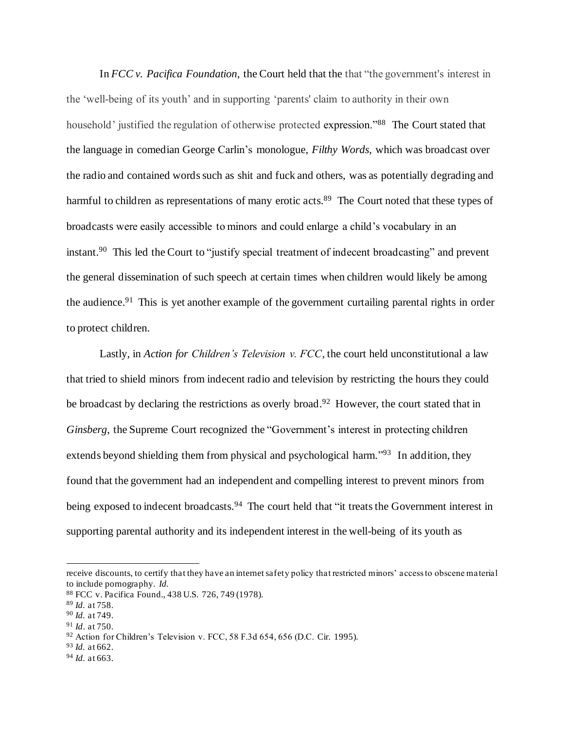In *FCC v. Pacifica Foundation*, the Court held that the that "the government's interest in the 'well-being of its youth' and in supporting 'parents' claim to authority in their own household' justified the regulation of otherwise protected expression."[88] The Court stated that the language in comedian George Carlin's monologue, *Filthy Words*, which was broadcast over the radio and contained words such as shit and fuck and others, was as potentially degrading and harmful to children as representations of many erotic acts.[89] The Court noted that these types of broadcasts were easily accessible to minors and could enlarge a child's vocabulary in an instant.[90] This led the Court to "justify special treatment of indecent broadcasting" and prevent the general dissemination of such speech at certain times when children would likely be among the audience.[91] This is yet another example of the government curtailing parental rights in order to protect children.

Lastly, in *Action for Children's Television v. FCC*, the court held unconstitutional a law that tried to shield minors from indecent radio and television by restricting the hours they could be broadcast by declaring the restrictions as overly broad.[92] However, the court stated that in *Ginsberg*, the Supreme Court recognized the "Government's interest in protecting children extends beyond shielding them from physical and psychological harm."[93] In addition, they found that the government had an independent and compelling interest to prevent minors from being exposed to indecent broadcasts.[94] The court held that "it treats the Government interest in supporting parental authority and its independent interest in the well-being of its youth as

---

receive discounts, to certify that they have an internet safety policy that restricted minors' access to obscene material to include pornography. *Id.*

[88] FCC v. Pacifica Found., 438 U.S. 726, 749 (1978).

[89] *Id.* at 758.

[90] *Id.* at 749.

[91] *Id.* at 750.

[92] Action for Children's Television v. FCC, 58 F.3d 654, 656 (D.C. Cir. 1995).

[93] *Id.* at 662.

[94] *Id.* at 663.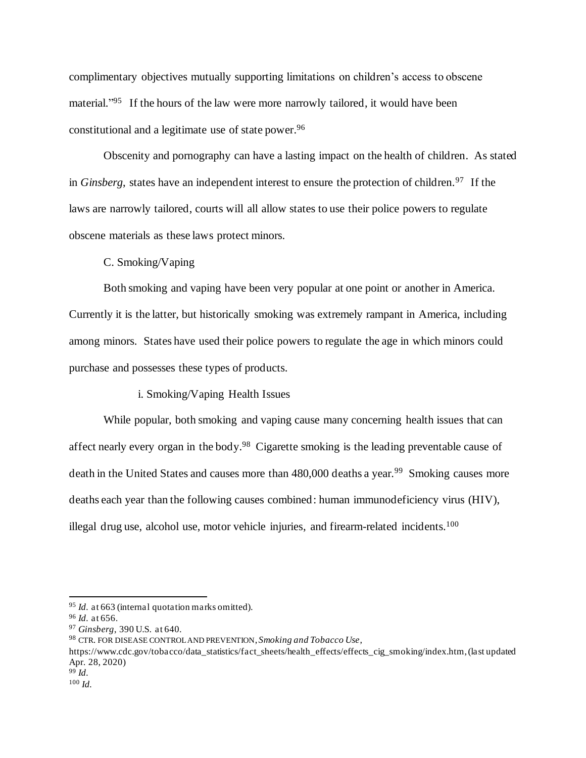complimentary objectives mutually supporting limitations on children's access to obscene material."[95] If the hours of the law were more narrowly tailored, it would have been constitutional and a legitimate use of state power.[96]

Obscenity and pornography can have a lasting impact on the health of children. As stated in *Ginsberg*, states have an independent interest to ensure the protection of children.[97] If the laws are narrowly tailored, courts will all allow states to use their police powers to regulate obscene materials as these laws protect minors.

C. Smoking/Vaping

Both smoking and vaping have been very popular at one point or another in America. Currently it is the latter, but historically smoking was extremely rampant in America, including among minors. States have used their police powers to regulate the age in which minors could purchase and possesses these types of products.

i. Smoking/Vaping Health Issues

While popular, both smoking and vaping cause many concerning health issues that can affect nearly every organ in the body.[98] Cigarette smoking is the leading preventable cause of death in the United States and causes more than 480,000 deaths a year.[99] Smoking causes more deaths each year than the following causes combined: human immunodeficiency virus (HIV), illegal drug use, alcohol use, motor vehicle injuries, and firearm-related incidents.[100]

---

[95] *Id.* at 663 (internal quotation marks omitted).

[96] *Id.* at 656.

[97] *Ginsberg*, 390 U.S. at 640.

[98] CTR. FOR DISEASE CONTROL AND PREVENTION, *Smoking and Tobacco Use*, https://www.cdc.gov/tobacco/data_statistics/fact_sheets/health_effects/effects_cig_smoking/index.htm, (last updated Apr. 28, 2020)

[99] *Id.*

[100] *Id.*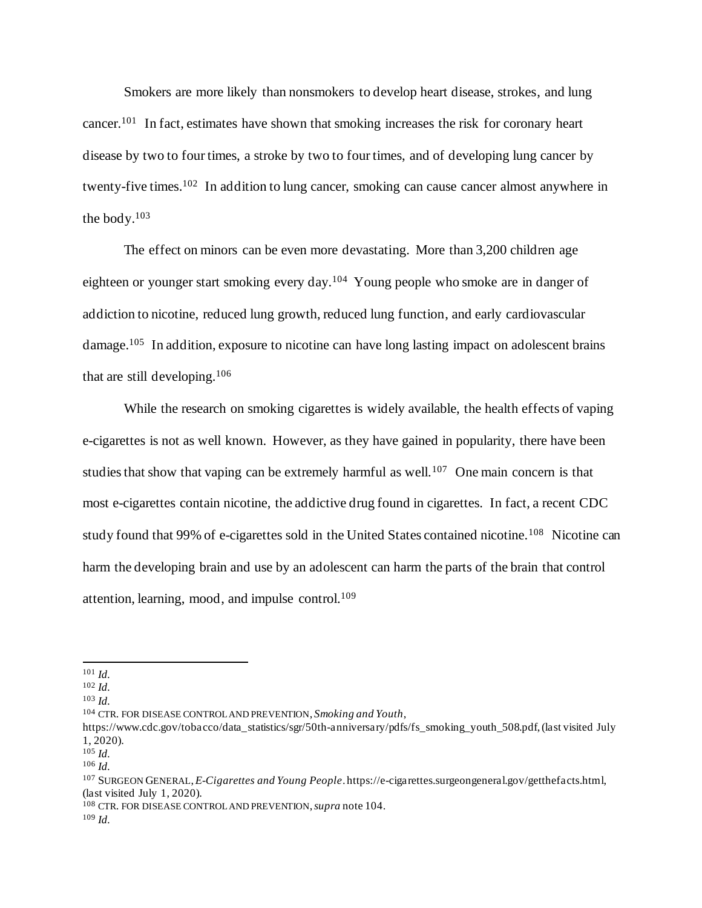Smokers are more likely than nonsmokers to develop heart disease, strokes, and lung cancer.[101] In fact, estimates have shown that smoking increases the risk for coronary heart disease by two to four times, a stroke by two to four times, and of developing lung cancer by twenty-five times.[102] In addition to lung cancer, smoking can cause cancer almost anywhere in the body.[103]

The effect on minors can be even more devastating. More than 3,200 children age eighteen or younger start smoking every day.[104] Young people who smoke are in danger of addiction to nicotine, reduced lung growth, reduced lung function, and early cardiovascular damage.[105] In addition, exposure to nicotine can have long lasting impact on adolescent brains that are still developing.[106]

While the research on smoking cigarettes is widely available, the health effects of vaping e-cigarettes is not as well known. However, as they have gained in popularity, there have been studies that show that vaping can be extremely harmful as well.[107] One main concern is that most e-cigarettes contain nicotine, the addictive drug found in cigarettes. In fact, a recent CDC study found that 99% of e-cigarettes sold in the United States contained nicotine.[108] Nicotine can harm the developing brain and use by an adolescent can harm the parts of the brain that control attention, learning, mood, and impulse control.[109]

---

[101] *Id.*
[102] *Id.*
[103] *Id.*
[104] CTR. FOR DISEASE CONTROL AND PREVENTION, *Smoking and Youth*, https://www.cdc.gov/tobacco/data_statistics/sgr/50th-anniversary/pdfs/fs_smoking_youth_508.pdf, (last visited July 1, 2020).
[105] *Id.*
[106] *Id.*
[107] SURGEON GENERAL, *E-Cigarettes and Young People*. https://e-cigarettes.surgeongeneral.gov/getthefacts.html, (last visited July 1, 2020).
[108] CTR. FOR DISEASE CONTROL AND PREVENTION, *supra* note 104.
[109] *Id.*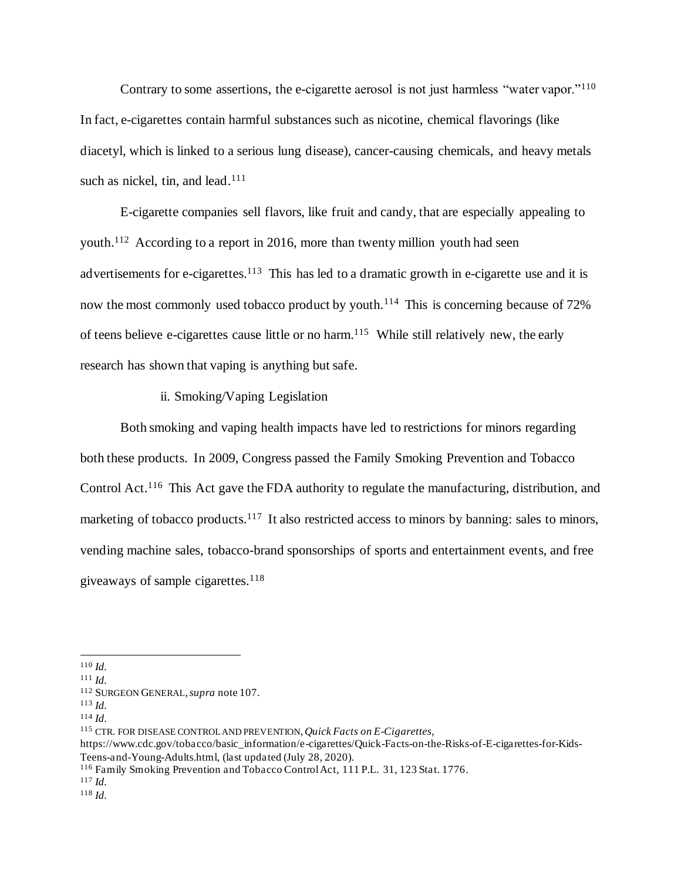Contrary to some assertions, the e-cigarette aerosol is not just harmless "water vapor."[110] In fact, e-cigarettes contain harmful substances such as nicotine, chemical flavorings (like diacetyl, which is linked to a serious lung disease), cancer-causing chemicals, and heavy metals such as nickel, tin, and lead.[111]

E-cigarette companies sell flavors, like fruit and candy, that are especially appealing to youth.[112] According to a report in 2016, more than twenty million youth had seen advertisements for e-cigarettes.[113] This has led to a dramatic growth in e-cigarette use and it is now the most commonly used tobacco product by youth.[114] This is concerning because of 72% of teens believe e-cigarettes cause little or no harm.[115] While still relatively new, the early research has shown that vaping is anything but safe.

ii. Smoking/Vaping Legislation

Both smoking and vaping health impacts have led to restrictions for minors regarding both these products. In 2009, Congress passed the Family Smoking Prevention and Tobacco Control Act.[116] This Act gave the FDA authority to regulate the manufacturing, distribution, and marketing of tobacco products.[117] It also restricted access to minors by banning: sales to minors, vending machine sales, tobacco-brand sponsorships of sports and entertainment events, and free giveaways of sample cigarettes.[118]

---

[110] *Id.*

[111] *Id.*

[112] SURGEON GENERAL, *supra* note 107.

[113] *Id.*

[114] *Id.*

[115] CTR. FOR DISEASE CONTROL AND PREVENTION, *Quick Facts on E-Cigarettes*, https://www.cdc.gov/tobacco/basic_information/e-cigarettes/Quick-Facts-on-the-Risks-of-E-cigarettes-for-Kids-Teens-and-Young-Adults.html, (last updated (July 28, 2020).

[116] Family Smoking Prevention and Tobacco Control Act, 111 P.L. 31, 123 Stat. 1776.

[117] *Id.*

[118] *Id.*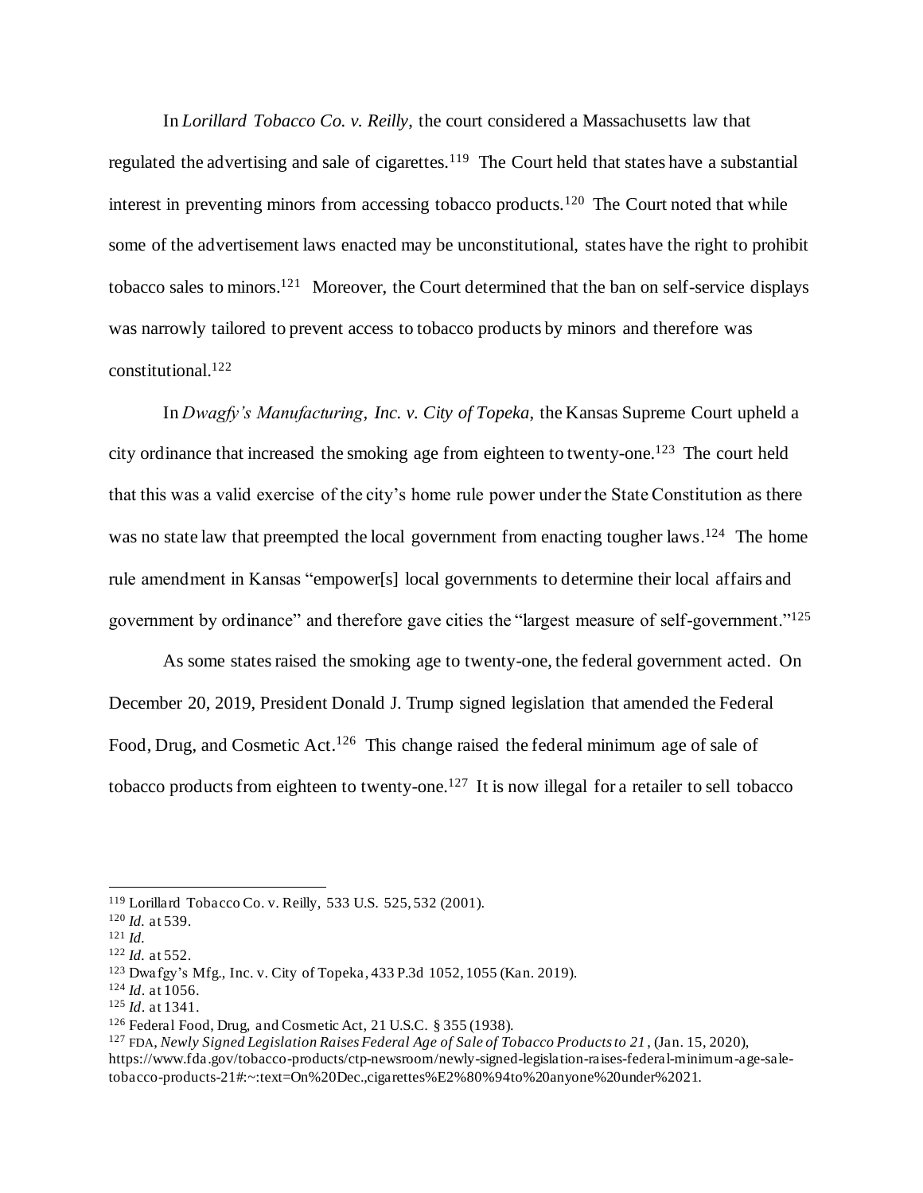In *Lorillard Tobacco Co. v. Reilly*, the court considered a Massachusetts law that regulated the advertising and sale of cigarettes.[119] The Court held that states have a substantial interest in preventing minors from accessing tobacco products.[120] The Court noted that while some of the advertisement laws enacted may be unconstitutional, states have the right to prohibit tobacco sales to minors.[121] Moreover, the Court determined that the ban on self-service displays was narrowly tailored to prevent access to tobacco products by minors and therefore was constitutional.[122]

In *Dwagfy's Manufacturing, Inc. v. City of Topeka*, the Kansas Supreme Court upheld a city ordinance that increased the smoking age from eighteen to twenty-one.[123] The court held that this was a valid exercise of the city's home rule power under the State Constitution as there was no state law that preempted the local government from enacting tougher laws.[124] The home rule amendment in Kansas "empower[s] local governments to determine their local affairs and government by ordinance" and therefore gave cities the "largest measure of self-government."[125]

As some states raised the smoking age to twenty-one, the federal government acted. On December 20, 2019, President Donald J. Trump signed legislation that amended the Federal Food, Drug, and Cosmetic Act.[126] This change raised the federal minimum age of sale of tobacco products from eighteen to twenty-one.[127] It is now illegal for a retailer to sell tobacco

---

[119] Lorillard Tobacco Co. v. Reilly, 533 U.S. 525, 532 (2001).

[120] *Id.* at 539.

[121] *Id.*

[122] *Id.* at 552.

[123] Dwafgy's Mfg., Inc. v. City of Topeka, 433 P.3d 1052, 1055 (Kan. 2019).

[124] *Id*. at 1056.

[125] *Id*. at 1341.

[126] Federal Food, Drug, and Cosmetic Act, 21 U.S.C. § 355 (1938).

[127] FDA, *Newly Signed Legislation Raises Federal Age of Sale of Tobacco Products to 21*, (Jan. 15, 2020), https://www.fda.gov/tobacco-products/ctp-newsroom/newly-signed-legislation-raises-federal-minimum-age-sale-tobacco-products-21#:~:text=On%20Dec.,cigarettes%E2%80%94to%20anyone%20under%2021.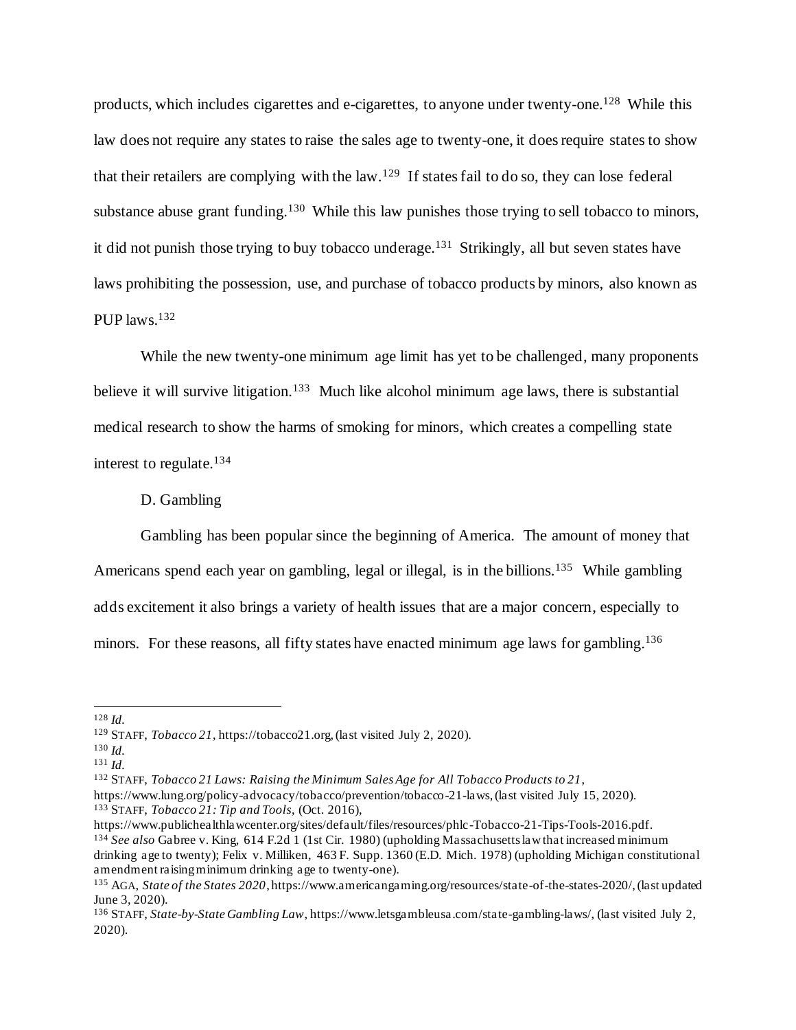products, which includes cigarettes and e-cigarettes, to anyone under twenty-one.[128] While this law does not require any states to raise the sales age to twenty-one, it does require states to show that their retailers are complying with the law.[129] If states fail to do so, they can lose federal substance abuse grant funding.[130] While this law punishes those trying to sell tobacco to minors, it did not punish those trying to buy tobacco underage.[131] Strikingly, all but seven states have laws prohibiting the possession, use, and purchase of tobacco products by minors, also known as PUP laws.[132]

While the new twenty-one minimum age limit has yet to be challenged, many proponents believe it will survive litigation.[133] Much like alcohol minimum age laws, there is substantial medical research to show the harms of smoking for minors, which creates a compelling state interest to regulate.[134]

D. Gambling

Gambling has been popular since the beginning of America. The amount of money that Americans spend each year on gambling, legal or illegal, is in the billions.[135] While gambling adds excitement it also brings a variety of health issues that are a major concern, especially to minors. For these reasons, all fifty states have enacted minimum age laws for gambling.[136]

---

[128] *Id.*

[129] STAFF, *Tobacco 21*, https://tobacco21.org, (last visited July 2, 2020).

[130] *Id.*

[131] *Id.*

[132] STAFF, *Tobacco 21 Laws: Raising the Minimum Sales Age for All Tobacco Products to 21*, https://www.lung.org/policy-advocacy/tobacco/prevention/tobacco-21-laws, (last visited July 15, 2020).

[133] STAFF, *Tobacco 21: Tip and Tools*, (Oct. 2016), https://www.publichealthlawcenter.org/sites/default/files/resources/phlc-Tobacco-21-Tips-Tools-2016.pdf.

[134] *See also* Gabree v. King, 614 F.2d 1 (1st Cir. 1980) (upholding Massachusetts law that increased minimum drinking age to twenty); Felix v. Milliken, 463 F. Supp. 1360 (E.D. Mich. 1978) (upholding Michigan constitutional amendment raising minimum drinking age to twenty-one).

[135] AGA, *State of the States 2020*, https://www.americangaming.org/resources/state-of-the-states-2020/, (last updated June 3, 2020).

[136] STAFF, *State-by-State Gambling Law*, https://www.letsgambleusa.com/state-gambling-laws/, (last visited July 2, 2020).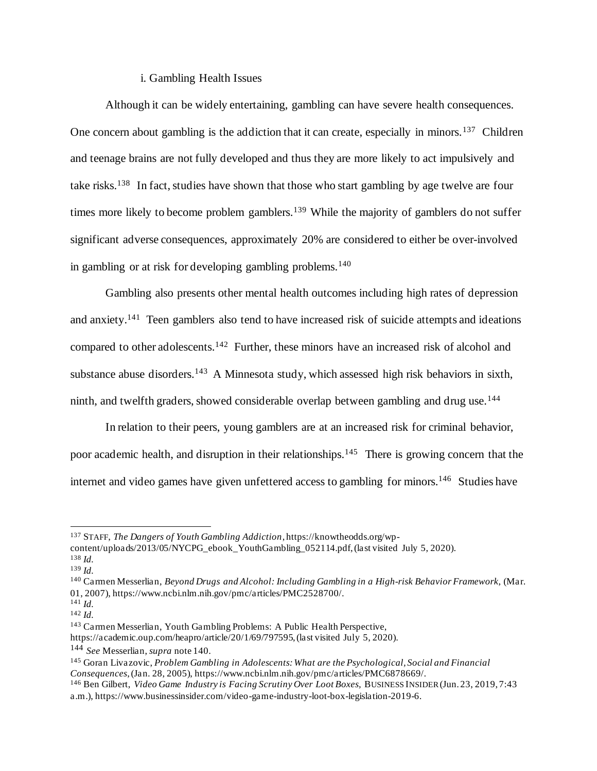### i. Gambling Health Issues

Although it can be widely entertaining, gambling can have severe health consequences. One concern about gambling is the addiction that it can create, especially in minors.[137] Children and teenage brains are not fully developed and thus they are more likely to act impulsively and take risks.[138] In fact, studies have shown that those who start gambling by age twelve are four times more likely to become problem gamblers.[139] While the majority of gamblers do not suffer significant adverse consequences, approximately 20% are considered to either be over-involved in gambling or at risk for developing gambling problems.[140]

Gambling also presents other mental health outcomes including high rates of depression and anxiety.[141] Teen gamblers also tend to have increased risk of suicide attempts and ideations compared to other adolescents.[142] Further, these minors have an increased risk of alcohol and substance abuse disorders.[143] A Minnesota study, which assessed high risk behaviors in sixth, ninth, and twelfth graders, showed considerable overlap between gambling and drug use.[144]

In relation to their peers, young gamblers are at an increased risk for criminal behavior, poor academic health, and disruption in their relationships.[145] There is growing concern that the internet and video games have given unfettered access to gambling for minors.[146] Studies have

---

[137] STAFF, *The Dangers of Youth Gambling Addiction*, https://knowtheodds.org/wp-content/uploads/2013/05/NYCPG_ebook_YouthGambling_052114.pdf, (last visited July 5, 2020).

[138] *Id.*

[139] *Id.*

[140] Carmen Messerlian, *Beyond Drugs and Alcohol: Including Gambling in a High-risk Behavior Framework*, (Mar. 01, 2007), https://www.ncbi.nlm.nih.gov/pmc/articles/PMC2528700/.

[141] *Id.*

[142] *Id.*

[143] Carmen Messerlian, Youth Gambling Problems: A Public Health Perspective, https://academic.oup.com/heapro/article/20/1/69/797595, (last visited July 5, 2020).

[144] *See* Messerlian, *supra* note 140.

[145] Goran Livazovic, *Problem Gambling in Adolescents: What are the Psychological, Social and Financial Consequences*, (Jan. 28, 2005), https://www.ncbi.nlm.nih.gov/pmc/articles/PMC6878669/.

[146] Ben Gilbert, *Video Game Industry is Facing Scrutiny Over Loot Boxes*, BUSINESS INSIDER (Jun. 23, 2019, 7:43 a.m.), https://www.businessinsider.com/video-game-industry-loot-box-legislation-2019-6.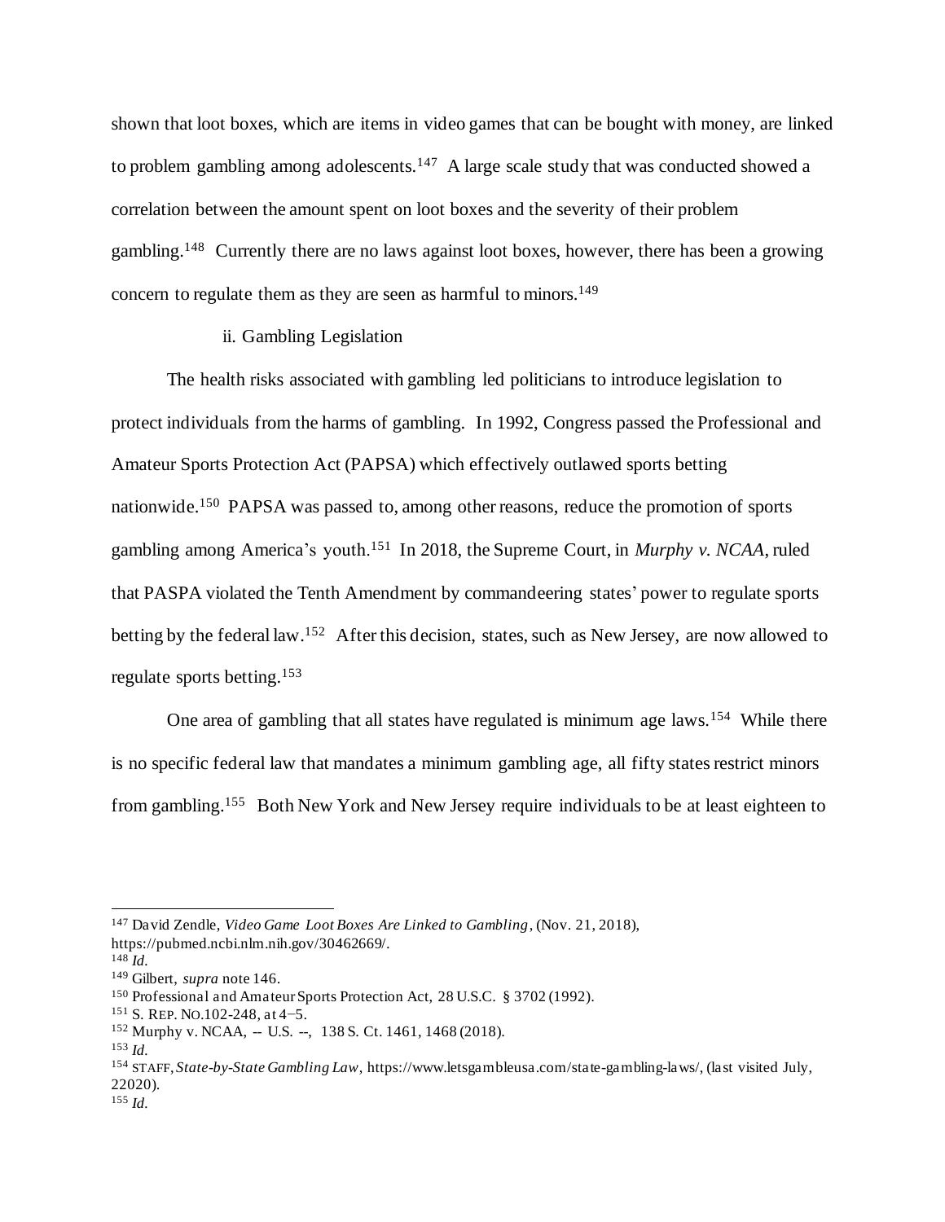shown that loot boxes, which are items in video games that can be bought with money, are linked to problem gambling among adolescents.[147] A large scale study that was conducted showed a correlation between the amount spent on loot boxes and the severity of their problem gambling.[148] Currently there are no laws against loot boxes, however, there has been a growing concern to regulate them as they are seen as harmful to minors.[149]

ii. Gambling Legislation

The health risks associated with gambling led politicians to introduce legislation to protect individuals from the harms of gambling. In 1992, Congress passed the Professional and Amateur Sports Protection Act (PAPSA) which effectively outlawed sports betting nationwide.[150] PAPSA was passed to, among other reasons, reduce the promotion of sports gambling among America's youth.[151] In 2018, the Supreme Court, in *Murphy v. NCAA*, ruled that PASPA violated the Tenth Amendment by commandeering states' power to regulate sports betting by the federal law.[152] After this decision, states, such as New Jersey, are now allowed to regulate sports betting.[153]

One area of gambling that all states have regulated is minimum age laws.[154] While there is no specific federal law that mandates a minimum gambling age, all fifty states restrict minors from gambling.[155] Both New York and New Jersey require individuals to be at least eighteen to

---

[147] David Zendle, *Video Game Loot Boxes Are Linked to Gambling*, (Nov. 21, 2018), https://pubmed.ncbi.nlm.nih.gov/30462669/.

[148] *Id.*

[149] Gilbert, *supra* note 146.

[150] Professional and Amateur Sports Protection Act, 28 U.S.C. § 3702 (1992).

[151] S. REP. NO.102-248, at 4–5.

[152] Murphy v. NCAA, -- U.S. --, 138 S. Ct. 1461, 1468 (2018).

[153] *Id.*

[154] STAFF, *State-by-State Gambling Law*, https://www.letsgambleusa.com/state-gambling-laws/, (last visited July, 22020).

[155] *Id.*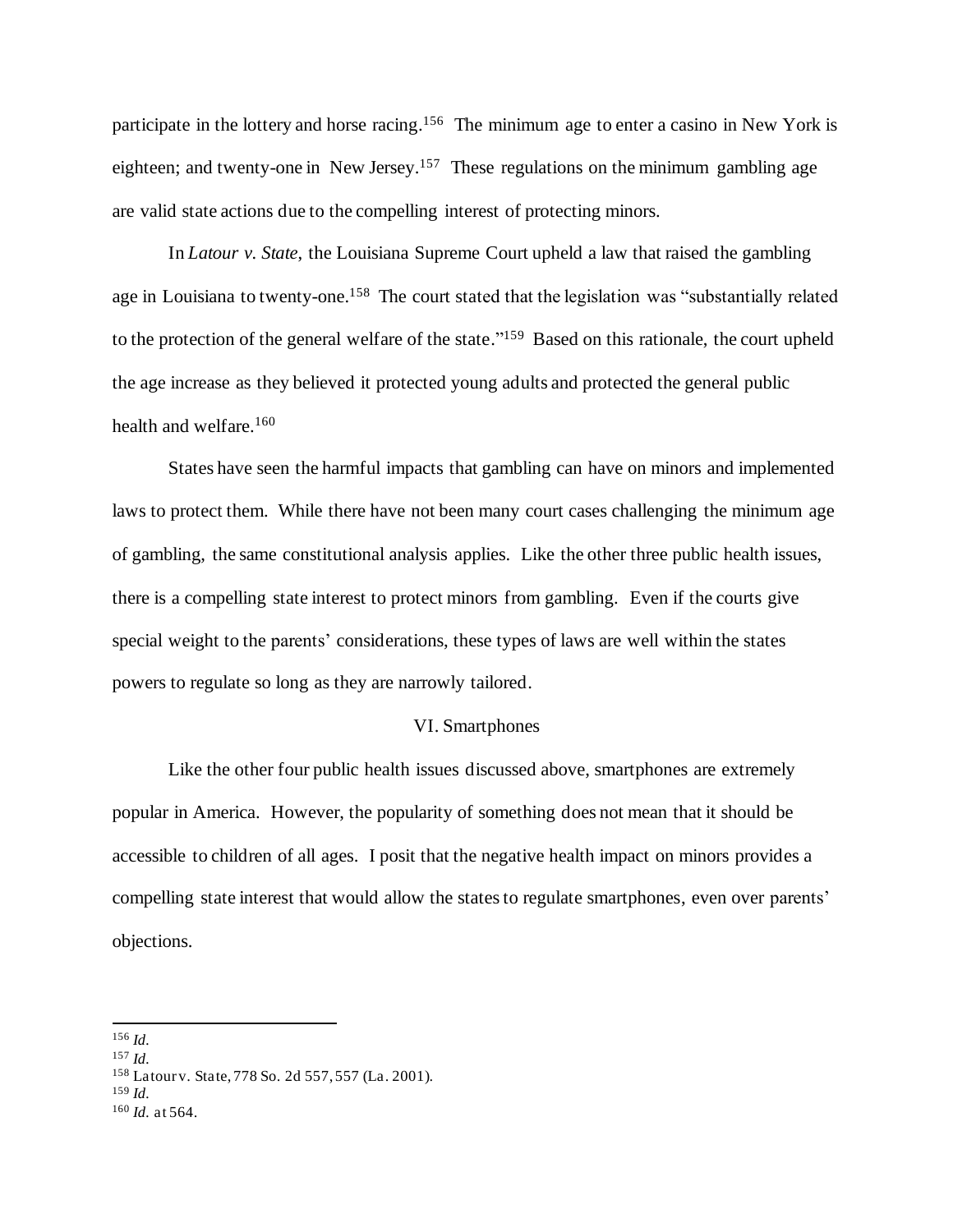participate in the lottery and horse racing.[156] The minimum age to enter a casino in New York is eighteen; and twenty-one in New Jersey.[157] These regulations on the minimum gambling age are valid state actions due to the compelling interest of protecting minors.

In *Latour v. State*, the Louisiana Supreme Court upheld a law that raised the gambling age in Louisiana to twenty-one.[158] The court stated that the legislation was "substantially related to the protection of the general welfare of the state."[159] Based on this rationale, the court upheld the age increase as they believed it protected young adults and protected the general public health and welfare.[160]

States have seen the harmful impacts that gambling can have on minors and implemented laws to protect them. While there have not been many court cases challenging the minimum age of gambling, the same constitutional analysis applies. Like the other three public health issues, there is a compelling state interest to protect minors from gambling. Even if the courts give special weight to the parents' considerations, these types of laws are well within the states powers to regulate so long as they are narrowly tailored.

## VI. Smartphones

Like the other four public health issues discussed above, smartphones are extremely popular in America. However, the popularity of something does not mean that it should be accessible to children of all ages. I posit that the negative health impact on minors provides a compelling state interest that would allow the states to regulate smartphones, even over parents' objections.

---

[156] *Id.*

[157] *Id.*

[158] Latour v. State, 778 So. 2d 557, 557 (La. 2001).

[159] *Id.*

[160] *Id.* at 564.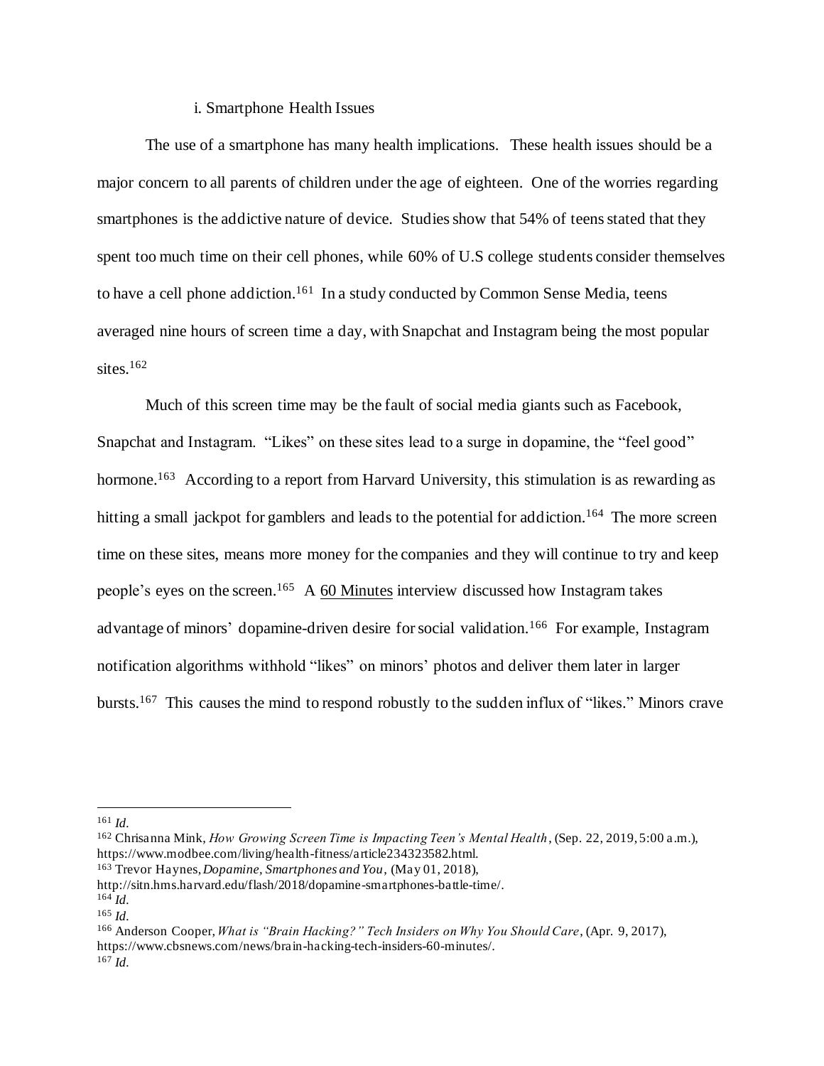### i. Smartphone Health Issues

The use of a smartphone has many health implications. These health issues should be a major concern to all parents of children under the age of eighteen. One of the worries regarding smartphones is the addictive nature of device. Studies show that 54% of teens stated that they spent too much time on their cell phones, while 60% of U.S college students consider themselves to have a cell phone addiction.[161] In a study conducted by Common Sense Media, teens averaged nine hours of screen time a day, with Snapchat and Instagram being the most popular sites.[162]

Much of this screen time may be the fault of social media giants such as Facebook, Snapchat and Instagram. "Likes" on these sites lead to a surge in dopamine, the "feel good" hormone.[163] According to a report from Harvard University, this stimulation is as rewarding as hitting a small jackpot for gamblers and leads to the potential for addiction.[164] The more screen time on these sites, means more money for the companies and they will continue to try and keep people's eyes on the screen.[165] A 60 Minutes interview discussed how Instagram takes advantage of minors' dopamine-driven desire for social validation.[166] For example, Instagram notification algorithms withhold "likes" on minors' photos and deliver them later in larger bursts.[167] This causes the mind to respond robustly to the sudden influx of "likes." Minors crave

---

[161] *Id.*

[162] Chrisanna Mink, *How Growing Screen Time is Impacting Teen's Mental Health*, (Sep. 22, 2019, 5:00 a.m.), https://www.modbee.com/living/health-fitness/article234323582.html.

[163] Trevor Haynes, *Dopamine, Smartphones and You*, (May 01, 2018), http://sitn.hms.harvard.edu/flash/2018/dopamine-smartphones-battle-time/.

[164] *Id.*

[165] *Id.*

[166] Anderson Cooper, *What is "Brain Hacking?" Tech Insiders on Why You Should Care*, (Apr. 9, 2017), https://www.cbsnews.com/news/brain-hacking-tech-insiders-60-minutes/.

[167] *Id.*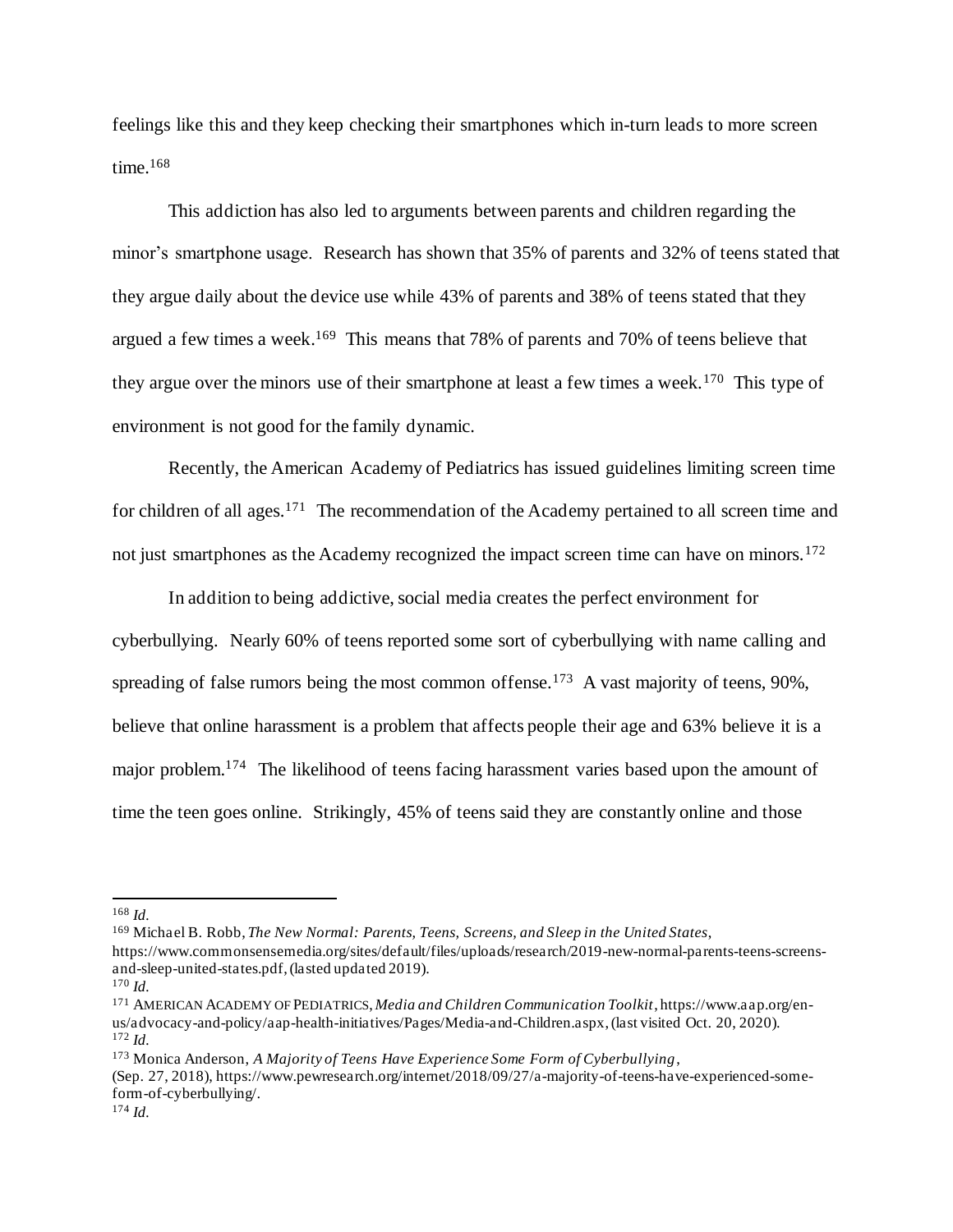feelings like this and they keep checking their smartphones which in-turn leads to more screen time.[168]

This addiction has also led to arguments between parents and children regarding the minor's smartphone usage. Research has shown that 35% of parents and 32% of teens stated that they argue daily about the device use while 43% of parents and 38% of teens stated that they argued a few times a week.[169] This means that 78% of parents and 70% of teens believe that they argue over the minors use of their smartphone at least a few times a week.[170] This type of environment is not good for the family dynamic.

Recently, the American Academy of Pediatrics has issued guidelines limiting screen time for children of all ages.[171] The recommendation of the Academy pertained to all screen time and not just smartphones as the Academy recognized the impact screen time can have on minors.[172]

In addition to being addictive, social media creates the perfect environment for cyberbullying. Nearly 60% of teens reported some sort of cyberbullying with name calling and spreading of false rumors being the most common offense.[173] A vast majority of teens, 90%, believe that online harassment is a problem that affects people their age and 63% believe it is a major problem.[174] The likelihood of teens facing harassment varies based upon the amount of time the teen goes online. Strikingly, 45% of teens said they are constantly online and those

---

[168] *Id.*

[169] Michael B. Robb, *The New Normal: Parents, Teens, Screens, and Sleep in the United States*, https://www.commonsensemedia.org/sites/default/files/uploads/research/2019-new-normal-parents-teens-screens-and-sleep-united-states.pdf, (lasted updated 2019).

[170] *Id.*

[171] AMERICAN ACADEMY OF PEDIATRICS, *Media and Children Communication Toolkit*, https://www.aap.org/en-us/advocacy-and-policy/aap-health-initiatives/Pages/Media-and-Children.aspx, (last visited Oct. 20, 2020).

[172] *Id.*

[173] Monica Anderson, *A Majority of Teens Have Experience Some Form of Cyberbullying*, (Sep. 27, 2018), https://www.pewresearch.org/internet/2018/09/27/a-majority-of-teens-have-experienced-some-form-of-cyberbullying/.

[174] *Id.*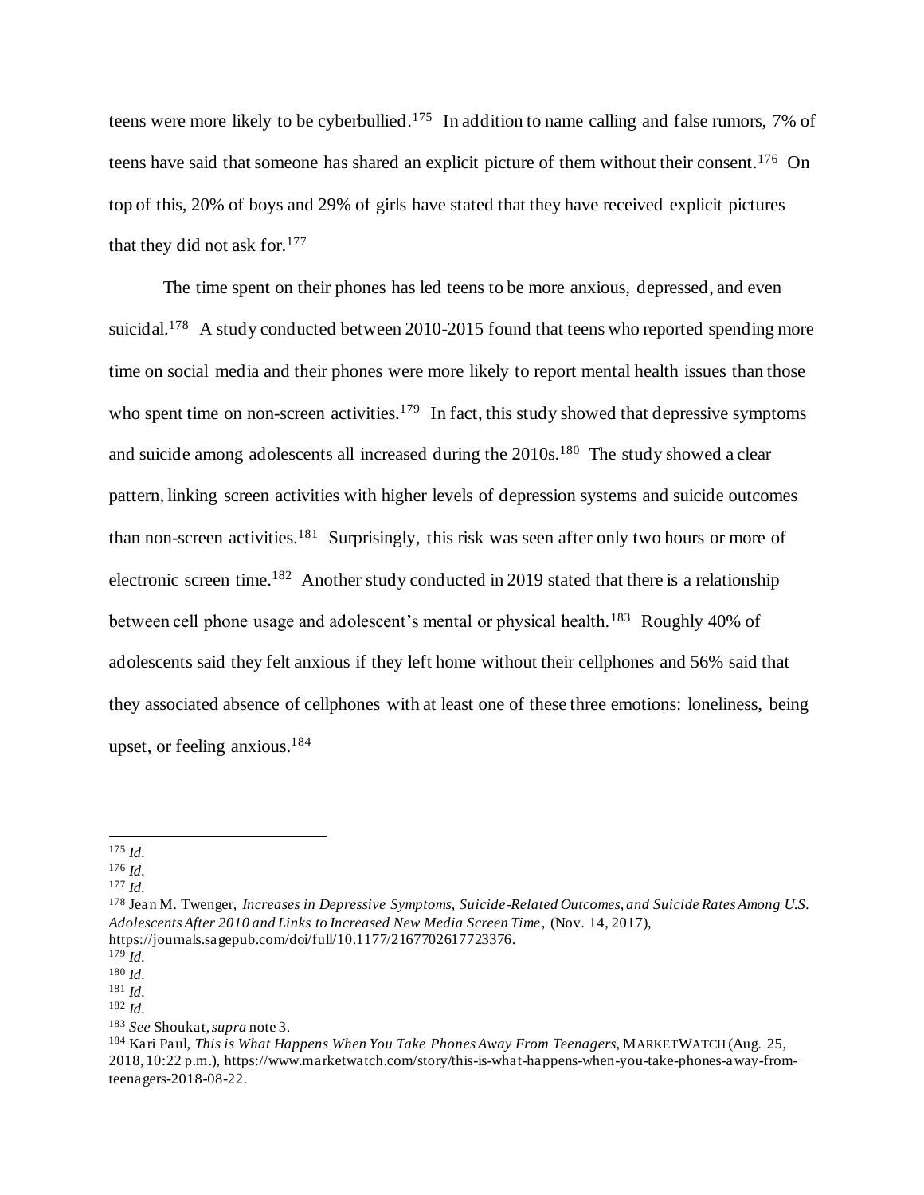teens were more likely to be cyberbullied.[175] In addition to name calling and false rumors, 7% of teens have said that someone has shared an explicit picture of them without their consent.[176] On top of this, 20% of boys and 29% of girls have stated that they have received explicit pictures that they did not ask for.[177]

The time spent on their phones has led teens to be more anxious, depressed, and even suicidal.[178] A study conducted between 2010-2015 found that teens who reported spending more time on social media and their phones were more likely to report mental health issues than those who spent time on non-screen activities.[179] In fact, this study showed that depressive symptoms and suicide among adolescents all increased during the 2010s.[180] The study showed a clear pattern, linking screen activities with higher levels of depression systems and suicide outcomes than non-screen activities.[181] Surprisingly, this risk was seen after only two hours or more of electronic screen time.[182] Another study conducted in 2019 stated that there is a relationship between cell phone usage and adolescent's mental or physical health.[183] Roughly 40% of adolescents said they felt anxious if they left home without their cellphones and 56% said that they associated absence of cellphones with at least one of these three emotions: loneliness, being upset, or feeling anxious.[184]

---

[175] *Id.*
[176] *Id.*
[177] *Id.*
[178] Jean M. Twenger, *Increases in Depressive Symptoms, Suicide-Related Outcomes, and Suicide Rates Among U.S. Adolescents After 2010 and Links to Increased New Media Screen Time*, (Nov. 14, 2017), https://journals.sagepub.com/doi/full/10.1177/2167702617723376.
[179] *Id.*
[180] *Id.*
[181] *Id.*
[182] *Id.*
[183] *See* Shoukat, *supra* note 3.
[184] Kari Paul, *This is What Happens When You Take Phones Away From Teenagers*, MARKETWATCH (Aug. 25, 2018, 10:22 p.m.), https://www.marketwatch.com/story/this-is-what-happens-when-you-take-phones-away-from-teenagers-2018-08-22.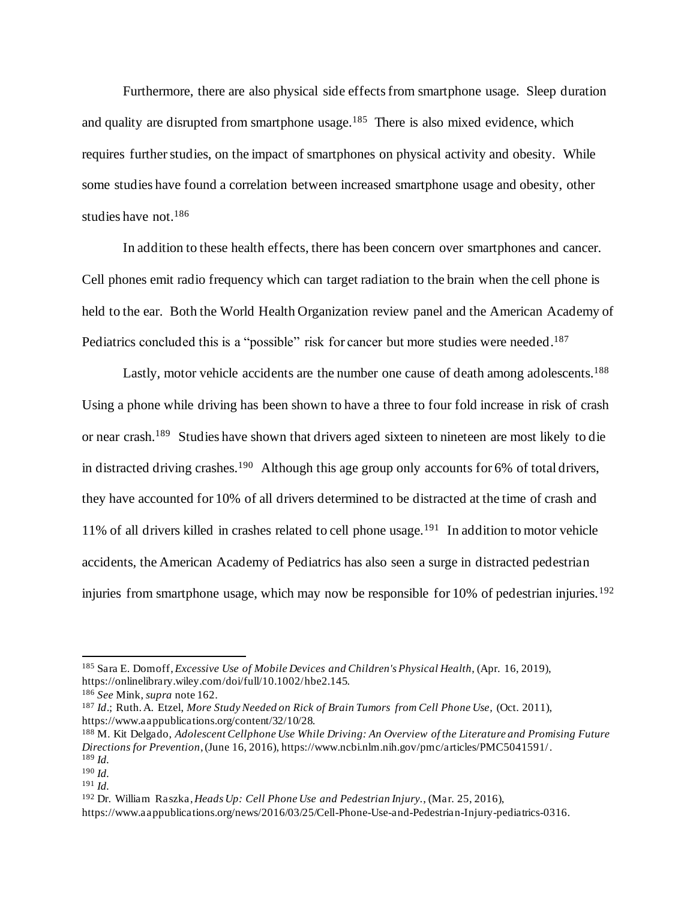Furthermore, there are also physical side effects from smartphone usage. Sleep duration and quality are disrupted from smartphone usage.[185] There is also mixed evidence, which requires further studies, on the impact of smartphones on physical activity and obesity. While some studies have found a correlation between increased smartphone usage and obesity, other studies have not.[186]

In addition to these health effects, there has been concern over smartphones and cancer. Cell phones emit radio frequency which can target radiation to the brain when the cell phone is held to the ear. Both the World Health Organization review panel and the American Academy of Pediatrics concluded this is a "possible" risk for cancer but more studies were needed.[187]

Lastly, motor vehicle accidents are the number one cause of death among adolescents.[188] Using a phone while driving has been shown to have a three to four fold increase in risk of crash or near crash.[189] Studies have shown that drivers aged sixteen to nineteen are most likely to die in distracted driving crashes.[190] Although this age group only accounts for 6% of total drivers, they have accounted for 10% of all drivers determined to be distracted at the time of crash and 11% of all drivers killed in crashes related to cell phone usage.[191] In addition to motor vehicle accidents, the American Academy of Pediatrics has also seen a surge in distracted pedestrian injuries from smartphone usage, which may now be responsible for 10% of pedestrian injuries.[192]

---

[185] Sara E. Domoff, *Excessive Use of Mobile Devices and Children's Physical Health*, (Apr. 16, 2019), https://onlinelibrary.wiley.com/doi/full/10.1002/hbe2.145.

[186] *See* Mink, *supra* note 162.

[187] *Id*.; Ruth. A. Etzel, *More Study Needed on Rick of Brain Tumors from Cell Phone Use,* (Oct. 2011), https://www.aappublications.org/content/32/10/28.

[188] M. Kit Delgado, *Adolescent Cellphone Use While Driving: An Overview of the Literature and Promising Future Directions for Prevention*, (June 16, 2016), https://www.ncbi.nlm.nih.gov/pmc/articles/PMC5041591/.

[189] *Id.*

[190] *Id.*

[191] *Id.*

[192] Dr. William Raszka, *Heads Up: Cell Phone Use and Pedestrian Injury.*, (Mar. 25, 2016), https://www.aappublications.org/news/2016/03/25/Cell-Phone-Use-and-Pedestrian-Injury-pediatrics-0316.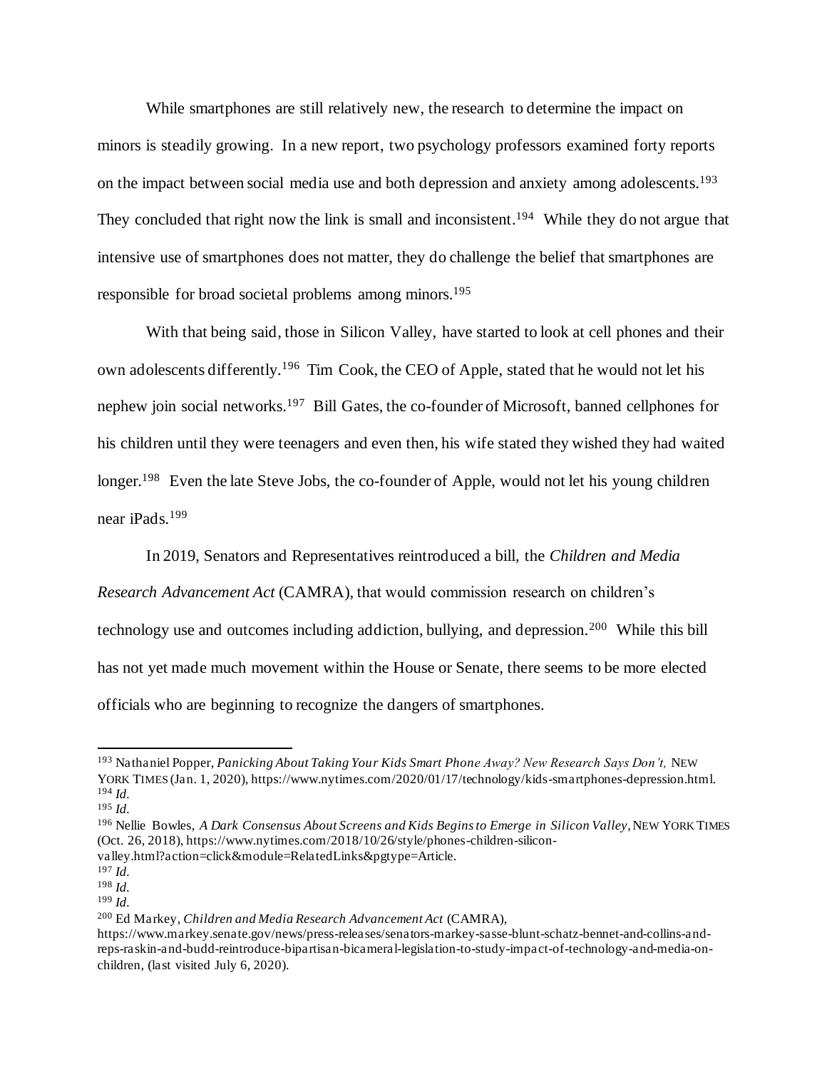While smartphones are still relatively new, the research to determine the impact on minors is steadily growing. In a new report, two psychology professors examined forty reports on the impact between social media use and both depression and anxiety among adolescents.[193] They concluded that right now the link is small and inconsistent.[194] While they do not argue that intensive use of smartphones does not matter, they do challenge the belief that smartphones are responsible for broad societal problems among minors.[195]

With that being said, those in Silicon Valley, have started to look at cell phones and their own adolescents differently.[196] Tim Cook, the CEO of Apple, stated that he would not let his nephew join social networks.[197] Bill Gates, the co-founder of Microsoft, banned cellphones for his children until they were teenagers and even then, his wife stated they wished they had waited longer.[198] Even the late Steve Jobs, the co-founder of Apple, would not let his young children near iPads.[199]

In 2019, Senators and Representatives reintroduced a bill, the *Children and Media Research Advancement Act* (CAMRA), that would commission research on children's technology use and outcomes including addiction, bullying, and depression.[200] While this bill has not yet made much movement within the House or Senate, there seems to be more elected officials who are beginning to recognize the dangers of smartphones.

---

[193] Nathaniel Popper, *Panicking About Taking Your Kids Smart Phone Away? New Research Says Don't,* NEW YORK TIMES (Jan. 1, 2020), https://www.nytimes.com/2020/01/17/technology/kids-smartphones-depression.html.
[194] *Id.*
[195] *Id.*
[196] Nellie Bowles, *A Dark Consensus About Screens and Kids Begins to Emerge in Silicon Valley*, NEW YORK TIMES (Oct. 26, 2018), https://www.nytimes.com/2018/10/26/style/phones-children-silicon-valley.html?action=click&module=RelatedLinks&pgtype=Article.
[197] *Id.*
[198] *Id.*
[199] *Id.*
[200] Ed Markey, *Children and Media Research Advancement Act* (CAMRA), https://www.markey.senate.gov/news/press-releases/senators-markey-sasse-blunt-schatz-bennet-and-collins-and-reps-raskin-and-budd-reintroduce-bipartisan-bicameral-legislation-to-study-impact-of-technology-and-media-on-children, (last visited July 6, 2020).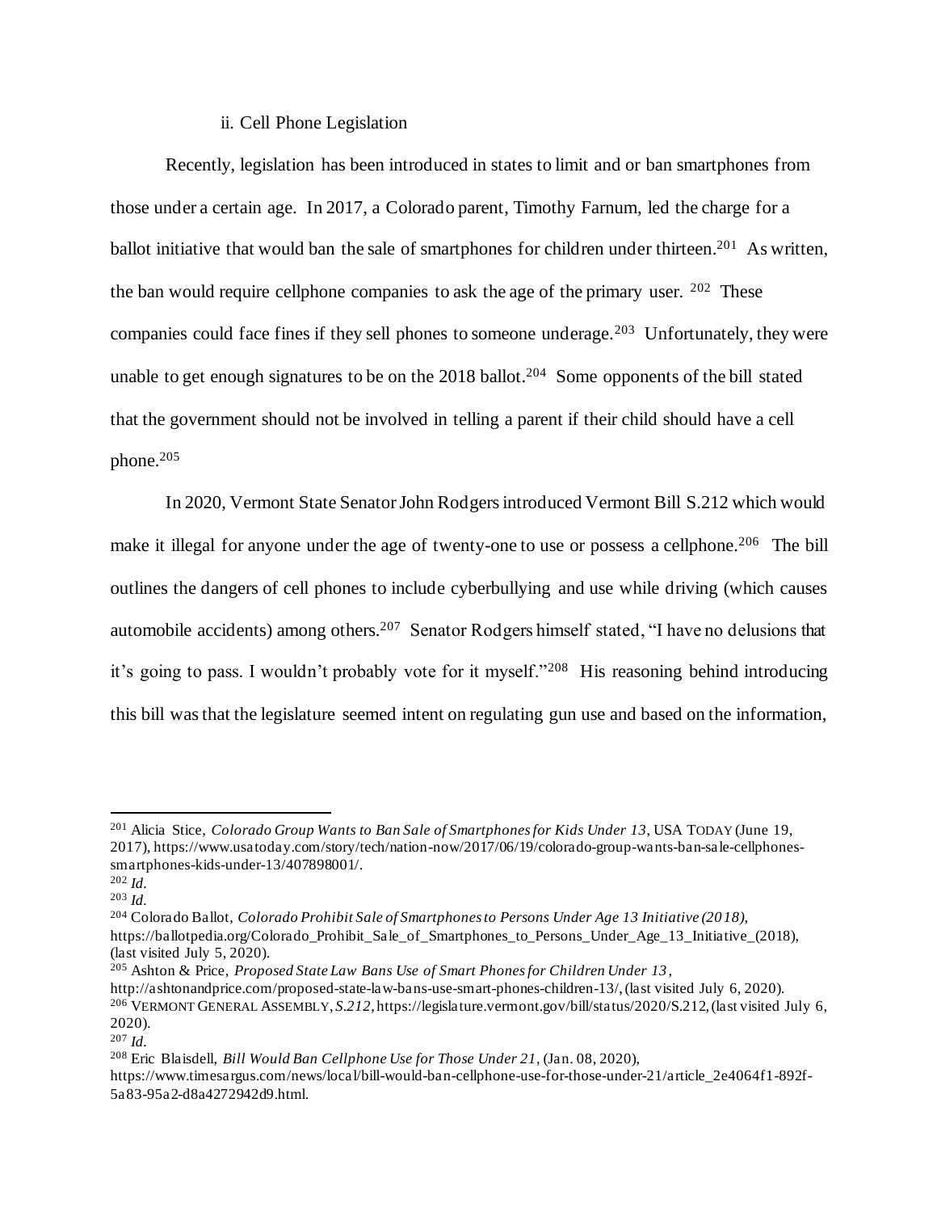ii. Cell Phone Legislation

Recently, legislation has been introduced in states to limit and or ban smartphones from those under a certain age. In 2017, a Colorado parent, Timothy Farnum, led the charge for a ballot initiative that would ban the sale of smartphones for children under thirteen.[201] As written, the ban would require cellphone companies to ask the age of the primary user.[202] These companies could face fines if they sell phones to someone underage.[203] Unfortunately, they were unable to get enough signatures to be on the 2018 ballot.[204] Some opponents of the bill stated that the government should not be involved in telling a parent if their child should have a cell phone.[205]

In 2020, Vermont State Senator John Rodgers introduced Vermont Bill S.212 which would make it illegal for anyone under the age of twenty-one to use or possess a cellphone.[206] The bill outlines the dangers of cell phones to include cyberbullying and use while driving (which causes automobile accidents) among others.[207] Senator Rodgers himself stated, "I have no delusions that it's going to pass. I wouldn't probably vote for it myself."[208] His reasoning behind introducing this bill was that the legislature seemed intent on regulating gun use and based on the information,

---

[201] Alicia Stice, *Colorado Group Wants to Ban Sale of Smartphones for Kids Under 13*, USA TODAY (June 19, 2017), https://www.usatoday.com/story/tech/nation-now/2017/06/19/colorado-group-wants-ban-sale-cellphones-smartphones-kids-under-13/407898001/.

[202] *Id.*

[203] *Id.*

[204] Colorado Ballot, *Colorado Prohibit Sale of Smartphones to Persons Under Age 13 Initiative (2018)*, https://ballotpedia.org/Colorado_Prohibit_Sale_of_Smartphones_to_Persons_Under_Age_13_Initiative_(2018), (last visited July 5, 2020).

[205] Ashton & Price, *Proposed State Law Bans Use of Smart Phones for Children Under 13*, http://ashtonandprice.com/proposed-state-law-bans-use-smart-phones-children-13/, (last visited July 6, 2020).

[206] VERMONT GENERAL ASSEMBLY, *S.212*, https://legislature.vermont.gov/bill/status/2020/S.212, (last visited July 6, 2020).

[207] *Id.*

[208] Eric Blaisdell, *Bill Would Ban Cellphone Use for Those Under 21*, (Jan. 08, 2020), https://www.timesargus.com/news/local/bill-would-ban-cellphone-use-for-those-under-21/article_2e4064f1-892f-5a83-95a2-d8a4272942d9.html.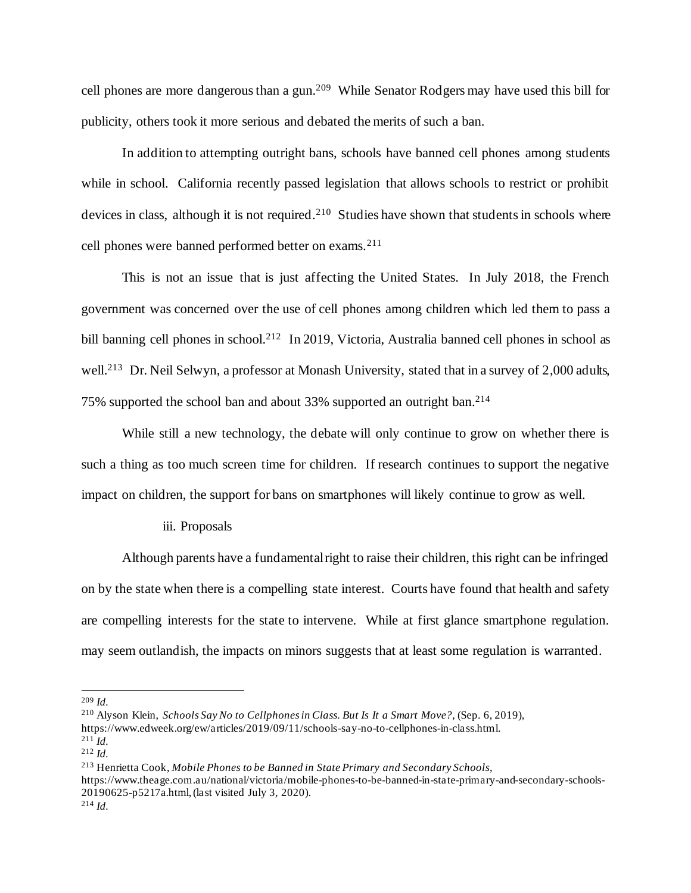cell phones are more dangerous than a gun.[209] While Senator Rodgers may have used this bill for publicity, others took it more serious and debated the merits of such a ban.

In addition to attempting outright bans, schools have banned cell phones among students while in school. California recently passed legislation that allows schools to restrict or prohibit devices in class, although it is not required.[210] Studies have shown that students in schools where cell phones were banned performed better on exams.[211]

This is not an issue that is just affecting the United States. In July 2018, the French government was concerned over the use of cell phones among children which led them to pass a bill banning cell phones in school.[212] In 2019, Victoria, Australia banned cell phones in school as well.[213] Dr. Neil Selwyn, a professor at Monash University, stated that in a survey of 2,000 adults, 75% supported the school ban and about 33% supported an outright ban.[214]

While still a new technology, the debate will only continue to grow on whether there is such a thing as too much screen time for children. If research continues to support the negative impact on children, the support for bans on smartphones will likely continue to grow as well.

#### iii. Proposals

Although parents have a fundamental right to raise their children, this right can be infringed on by the state when there is a compelling state interest. Courts have found that health and safety are compelling interests for the state to intervene. While at first glance smartphone regulation. may seem outlandish, the impacts on minors suggests that at least some regulation is warranted.

---

[209] *Id.*

[210] Alyson Klein, *Schools Say No to Cellphones in Class. But Is It a Smart Move?*, (Sep. 6, 2019), https://www.edweek.org/ew/articles/2019/09/11/schools-say-no-to-cellphones-in-class.html.

[211] *Id.*

[212] *Id.*

[213] Henrietta Cook, *Mobile Phones to be Banned in State Primary and Secondary Schools*, https://www.theage.com.au/national/victoria/mobile-phones-to-be-banned-in-state-primary-and-secondary-schools-20190625-p5217a.html, (last visited July 3, 2020).

[214] *Id.*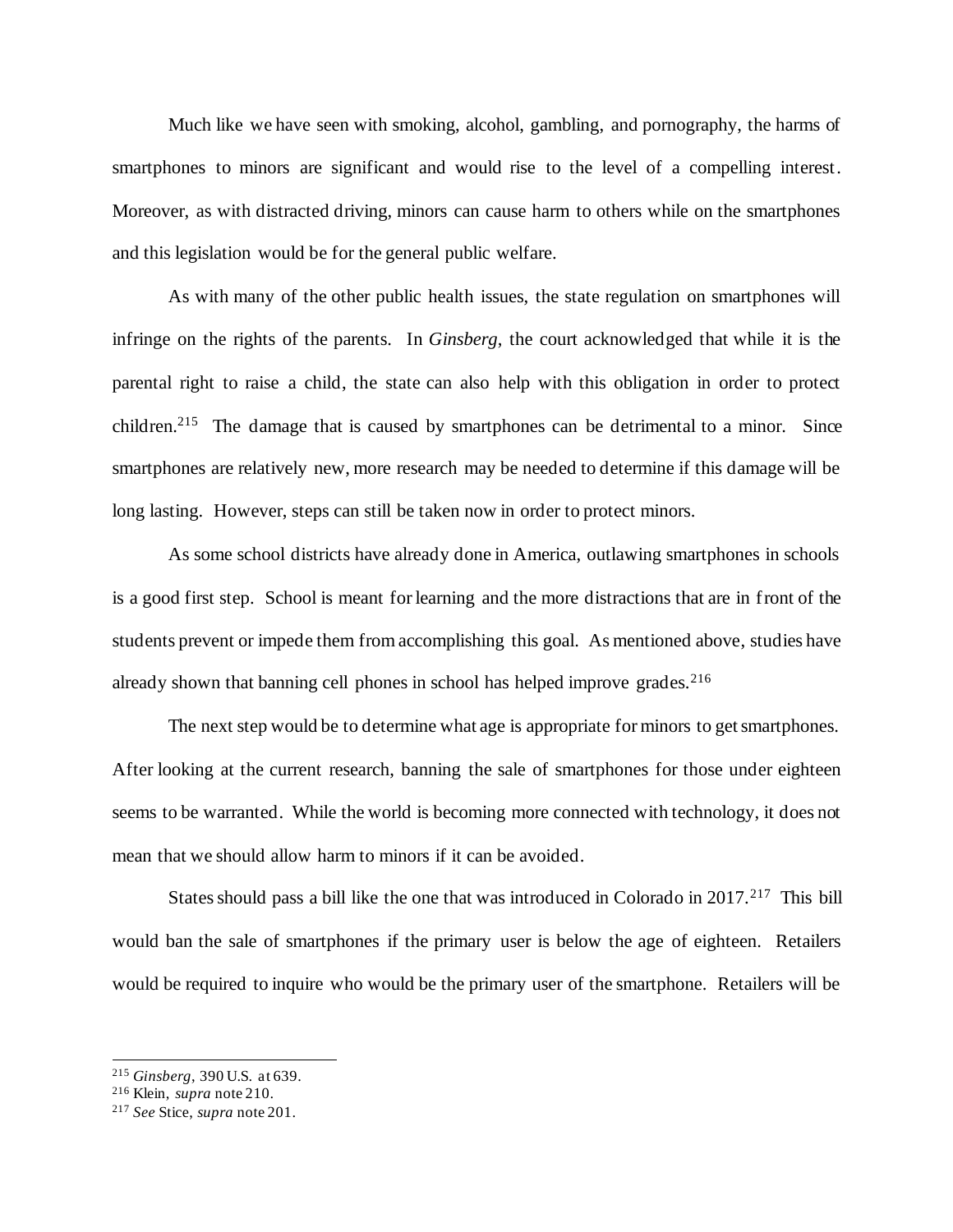Much like we have seen with smoking, alcohol, gambling, and pornography, the harms of smartphones to minors are significant and would rise to the level of a compelling interest. Moreover, as with distracted driving, minors can cause harm to others while on the smartphones and this legislation would be for the general public welfare.

As with many of the other public health issues, the state regulation on smartphones will infringe on the rights of the parents. In *Ginsberg*, the court acknowledged that while it is the parental right to raise a child, the state can also help with this obligation in order to protect children.[215] The damage that is caused by smartphones can be detrimental to a minor. Since smartphones are relatively new, more research may be needed to determine if this damage will be long lasting. However, steps can still be taken now in order to protect minors.

As some school districts have already done in America, outlawing smartphones in schools is a good first step. School is meant for learning and the more distractions that are in front of the students prevent or impede them from accomplishing this goal. As mentioned above, studies have already shown that banning cell phones in school has helped improve grades.[216]

The next step would be to determine what age is appropriate for minors to get smartphones. After looking at the current research, banning the sale of smartphones for those under eighteen seems to be warranted. While the world is becoming more connected with technology, it does not mean that we should allow harm to minors if it can be avoided.

States should pass a bill like the one that was introduced in Colorado in 2017.[217] This bill would ban the sale of smartphones if the primary user is below the age of eighteen. Retailers would be required to inquire who would be the primary user of the smartphone. Retailers will be

---

[215] *Ginsberg*, 390 U.S. at 639.

[216] Klein, *supra* note 210.

[217] *See* Stice, *supra* note 201.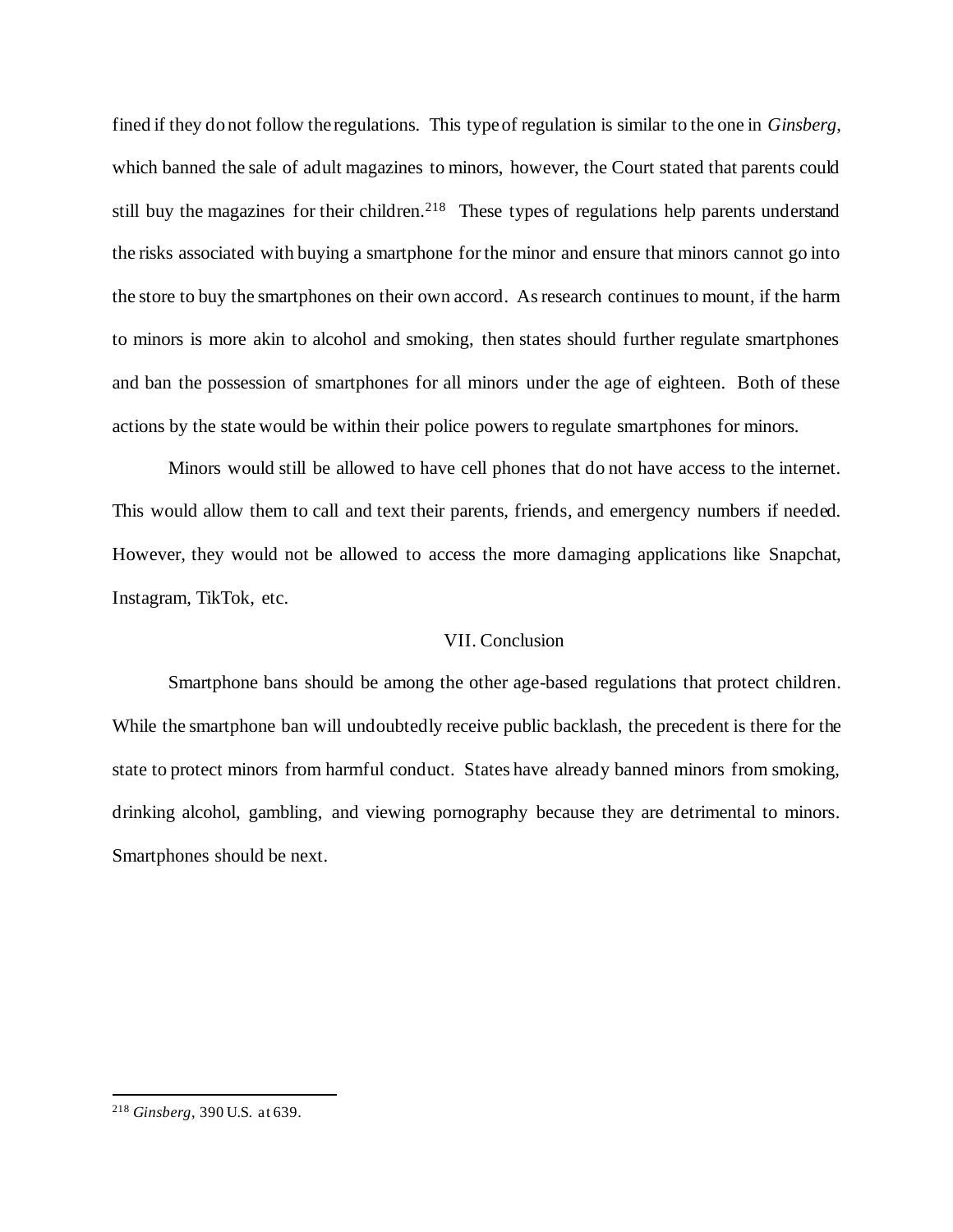fined if they do not follow the regulations. This type of regulation is similar to the one in *Ginsberg*, which banned the sale of adult magazines to minors, however, the Court stated that parents could still buy the magazines for their children.[218] These types of regulations help parents understand the risks associated with buying a smartphone for the minor and ensure that minors cannot go into the store to buy the smartphones on their own accord. As research continues to mount, if the harm to minors is more akin to alcohol and smoking, then states should further regulate smartphones and ban the possession of smartphones for all minors under the age of eighteen. Both of these actions by the state would be within their police powers to regulate smartphones for minors.

Minors would still be allowed to have cell phones that do not have access to the internet. This would allow them to call and text their parents, friends, and emergency numbers if needed. However, they would not be allowed to access the more damaging applications like Snapchat, Instagram, TikTok, etc.

## VII. Conclusion

Smartphone bans should be among the other age-based regulations that protect children. While the smartphone ban will undoubtedly receive public backlash, the precedent is there for the state to protect minors from harmful conduct. States have already banned minors from smoking, drinking alcohol, gambling, and viewing pornography because they are detrimental to minors. Smartphones should be next.

---

[218] *Ginsberg*, 390 U.S. at 639.